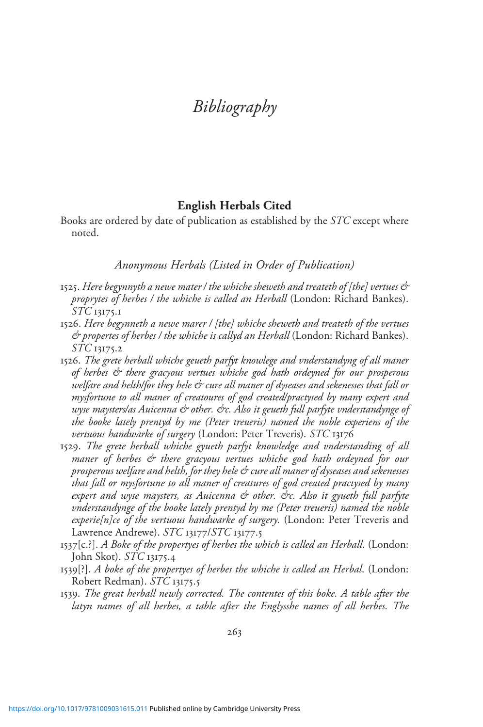# *Bibliography*

## English Herbals Cited

Books are ordered by date of publication as established by the *STC* except where noted.

### *Anonymous Herbals (Listed in Order of Publication)*

1525. *Here begynnyth a newe mater / the whiche sheweth and treateth of [the] vertues & proprytes of herbes / the whiche is called an Herball* (London: Richard Bankes). *STC* 13175.1

1526. *Here begynneth a newe marer / [the] whiche sheweth and treateth of the vertues & propertes of herbes / the whiche is callyd an Herball* (London: Richard Bankes). *STC* 13175.2

1526. *The grete herball whiche geueth parfyt knowlege and vnderstandyng of all maner of herbes & there gracyous vertues whiche god hath ordeyned for our prosperous welfare and helth/for they hele & cure all maner of dyseases and sekenesses that fall or mysfortune to all maner of creatoures of god created/practysed by many expert and wyse maysters/as Auicenna & other. &c. Also it geueth full parfyte vnderstandynge of the booke lately prentyd by me (Peter treueris) named the noble experiens of the vertuous handwarke of surgery* (London: Peter Treveris). *STC* 13176

1529. *The grete herball whiche gyueth parfyt knowledge and vnderstanding of all maner of herbes & there gracyous vertues whiche god hath ordeyned for our prosperous welfare and helth, for they hele & cure all maner of dyseases and sekenesses that fall or mysfortune to all maner of creatures of god created practysed by many expert and wyse maysters, as Auicenna & other. &c. Also it gyueth full parfyte vnderstandynge of the booke lately prentyd by me (Peter treueris) named the noble experie[n]ce of the vertuous handwarke of surgery.* (London: Peter Treveris and Lawrence Andrewe). *STC* 13177/*STC* 13177.5

1537[c.?]. *A Boke of the propertyes of herbes the which is called an Herball*. (London: John Skot). *STC* 13175.4

1539[?]. *A boke of the propertyes of herbes the whiche is called an Herbal*. (London: Robert Redman). *STC* 13175.5

1539. *The great herball newly corrected. The contentes of this boke. A table after the latyn names of all herbes, a table after the Englysshe names of all herbes. The*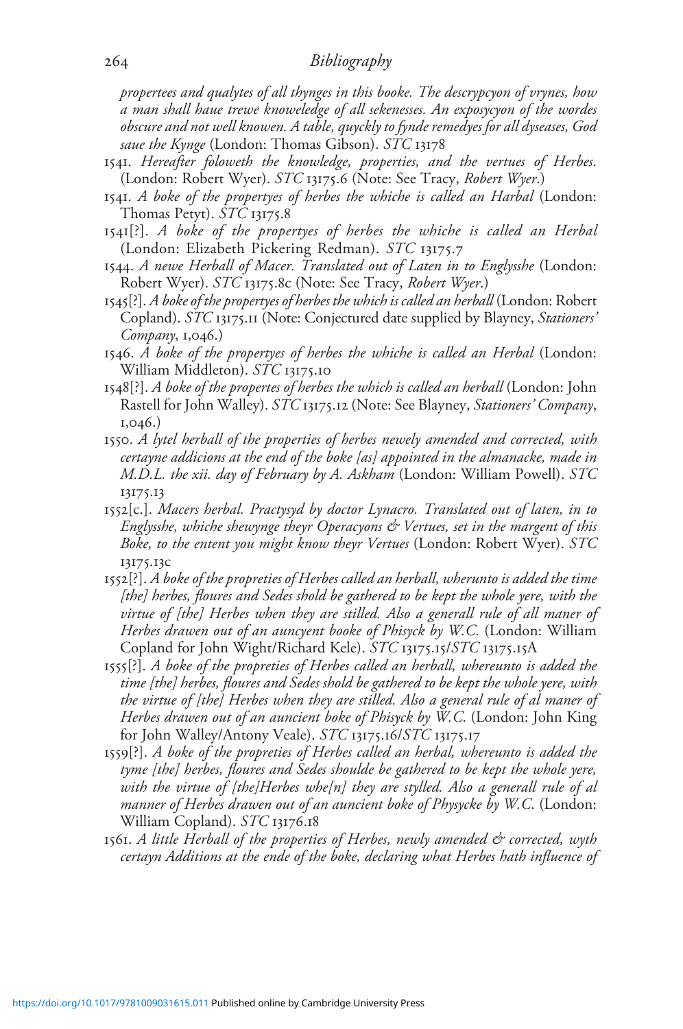*propertees and qualytes of all thynges in this booke. The descrypcyon of vrynes, how a man shall haue trewe knoweledge of all sekenesses. An exposycyon of the wordes obscure and not well knowen. A table, quyckly to fynde remedyes for all dyseases, God saue the Kynge* (London: Thomas Gibson). *STC* 13178

1541. *Hereafter foloweth the knowledge, properties, and the vertues of Herbes.* (London: Robert Wyer). *STC* 13175.6 (Note: See Tracy, *Robert Wyer*.)

1541. *A boke of the propertyes of herbes the whiche is called an Harbal* (London: Thomas Petyt). *STC* 13175.8

1541[?]. *A boke of the propertyes of herbes the whiche is called an Herbal* (London: Elizabeth Pickering Redman). *STC* 13175.7

1544. *A newe Herball of Macer. Translated out of Laten in to Englysshe* (London: Robert Wyer). *STC* 13175.8c (Note: See Tracy, *Robert Wyer*.)

1545[?]. *A boke of the propertyes of herbes the which is called an herball* (London: Robert Copland). *STC* 13175.11 (Note: Conjectured date supplied by Blayney, *Stationers' Company*, 1,046.)

1546. *A boke of the propertyes of herbes the whiche is called an Herbal* (London: William Middleton). *STC* 13175.10

1548[?]. *A boke of the propertes of herbes the which is called an herball* (London: John Rastell for John Walley). *STC* 13175.12 (Note: See Blayney, *Stationers' Company*, 1,046.)

1550. *A lytel herball of the properties of herbes newely amended and corrected, with certayne addicions at the end of the boke [as] appointed in the almanacke, made in M.D.L. the xii. day of February by A. Askham* (London: William Powell). *STC* 13175.13

1552[c.]. *Macers herbal. Practysyd by doctor Lynacro. Translated out of laten, in to Englysshe, whiche shewynge theyr Operacyons & Vertues, set in the margent of this Boke, to the entent you might know theyr Vertues* (London: Robert Wyer). *STC* 13175.13c

1552[?]. *A boke of the propreties of Herbes called an herball, wherunto is added the time [the] herbes, floures and Sedes shold be gathered to be kept the whole yere, with the virtue of [the] Herbes when they are stilled. Also a generall rule of all maner of Herbes drawen out of an auncyent booke of Phisyck by W.C.* (London: William Copland for John Wight/Richard Kele). *STC* 13175.15/*STC* 13175.15A

1555[?]. *A boke of the propreties of Herbes called an herball, whereunto is added the time [the] herbes, floures and Sedes shold be gathered to be kept the whole yere, with the virtue of [the] Herbes when they are stilled. Also a general rule of al maner of Herbes drawen out of an auncient boke of Phisyck by W.C.* (London: John King for John Walley/Antony Veale). *STC* 13175.16/*STC* 13175.17

1559[?]. *A boke of the propreties of Herbes called an herbal, whereunto is added the tyme [the] herbes, floures and Sedes shoulde be gathered to be kept the whole yere, with the virtue of [the]Herbes whe[n] they are stylled. Also a generall rule of al manner of Herbes drawen out of an auncient boke of Physycke by W.C.* (London: William Copland). *STC* 13176.18

1561. *A little Herball of the properties of Herbes, newly amended & corrected, wyth certayn Additions at the ende of the boke, declaring what Herbes hath influence of*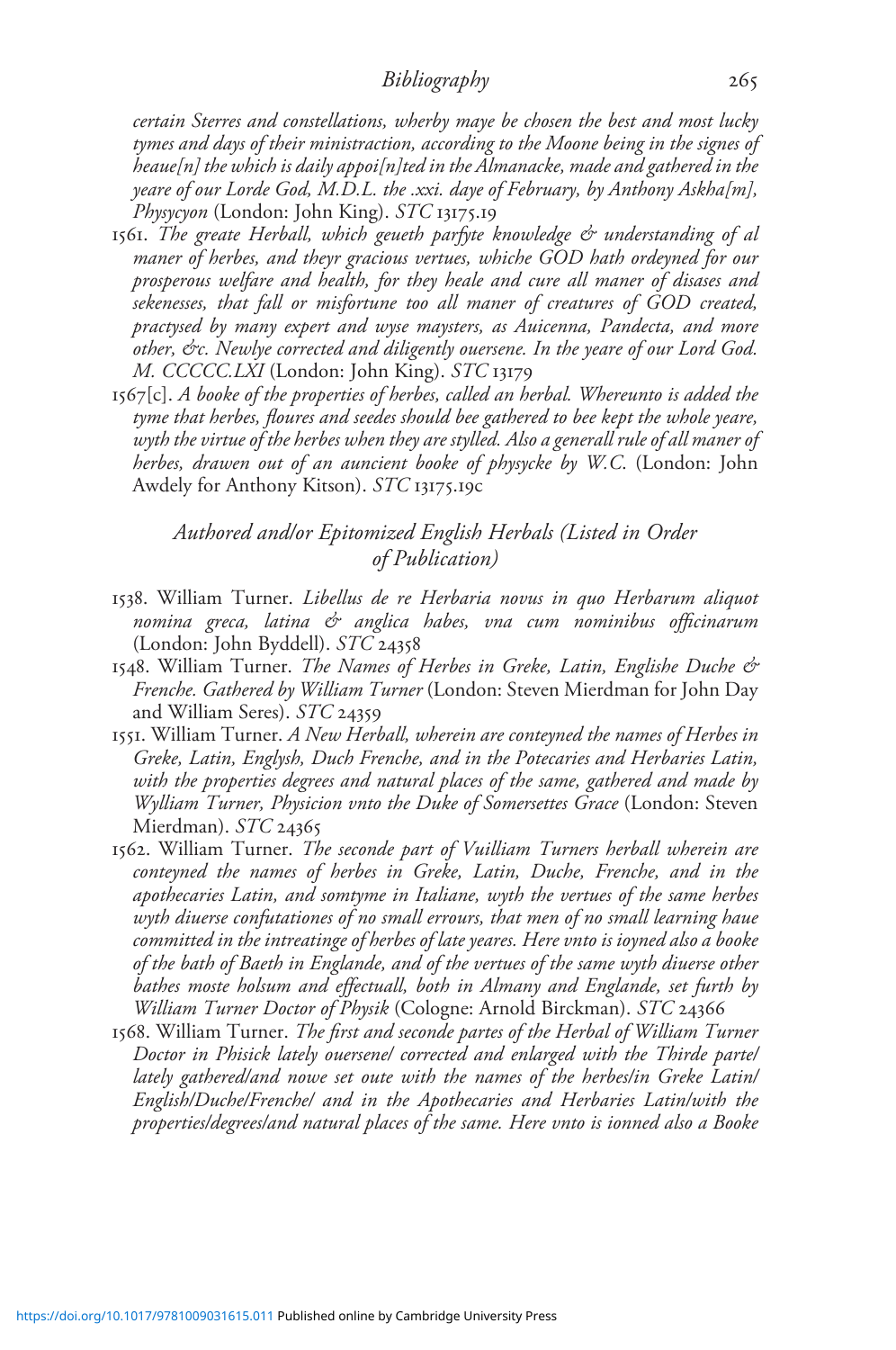*certain Sterres and constellations, wherby maye be chosen the best and most lucky tymes and days of their ministraction, according to the Moone being in the signes of heaue[n] the which is daily appoi[n]ted in the Almanacke, made and gathered in the yeare of our Lorde God, M.D.L. the .xxi. daye of February, by Anthony Askha[m], Physycyon* (London: John King). *STC* 13175.19

1561. *The greate Herball, which geueth parfyte knowledge & understanding of al maner of herbes, and theyr gracious vertues, whiche GOD hath ordeyned for our prosperous welfare and health, for they heale and cure all maner of disases and sekenesses, that fall or misfortune too all maner of creatures of GOD created, practysed by many expert and wyse maysters, as Auicenna, Pandecta, and more other, &c. Newlye corrected and diligently ouersene. In the yeare of our Lord God. M. CCCCC.LXI* (London: John King). *STC* 13179

1567[c]. *A booke of the properties of herbes, called an herbal. Whereunto is added the tyme that herbes, floures and seedes should bee gathered to bee kept the whole yeare, wyth the virtue of the herbes when they are stylled. Also a generall rule of all maner of herbes, drawen out of an auncient booke of physycke by W.C.* (London: John Awdely for Anthony Kitson). *STC* 13175.19c

## *Authored and/or Epitomized English Herbals (Listed in Order of Publication)*

1538. William Turner. *Libellus de re Herbaria novus in quo Herbarum aliquot nomina greca, latina & anglica habes, vna cum nominibus officinarum* (London: John Byddell). *STC* 24358

1548. William Turner. *The Names of Herbes in Greke, Latin, Englishe Duche & Frenche. Gathered by William Turner* (London: Steven Mierdman for John Day and William Seres). *STC* 24359

1551. William Turner. *A New Herball, wherein are conteyned the names of Herbes in Greke, Latin, Englysh, Duch Frenche, and in the Potecaries and Herbaries Latin, with the properties degrees and natural places of the same, gathered and made by Wylliam Turner, Physicion vnto the Duke of Somersettes Grace* (London: Steven Mierdman). *STC* 24365

1562. William Turner. *The seconde part of Vuilliam Turners herball wherein are conteyned the names of herbes in Greke, Latin, Duche, Frenche, and in the apothecaries Latin, and somtyme in Italiane, wyth the vertues of the same herbes wyth diuerse confutationes of no small errours, that men of no small learning haue committed in the intreatinge of herbes of late yeares. Here vnto is ioyned also a booke of the bath of Baeth in Englande, and of the vertues of the same wyth diuerse other bathes moste holsum and effectuall, both in Almany and Englande, set furth by William Turner Doctor of Physik* (Cologne: Arnold Birckman). *STC* 24366

1568. William Turner. *The first and seconde partes of the Herbal of William Turner Doctor in Phisick lately ouersene/ corrected and enlarged with the Thirde parte/ lately gathered/and nowe set oute with the names of the herbes/in Greke Latin/ English/Duche/Frenche/ and in the Apothecaries and Herbaries Latin/with the properties/degrees/and natural places of the same. Here vnto is ionned also a Booke*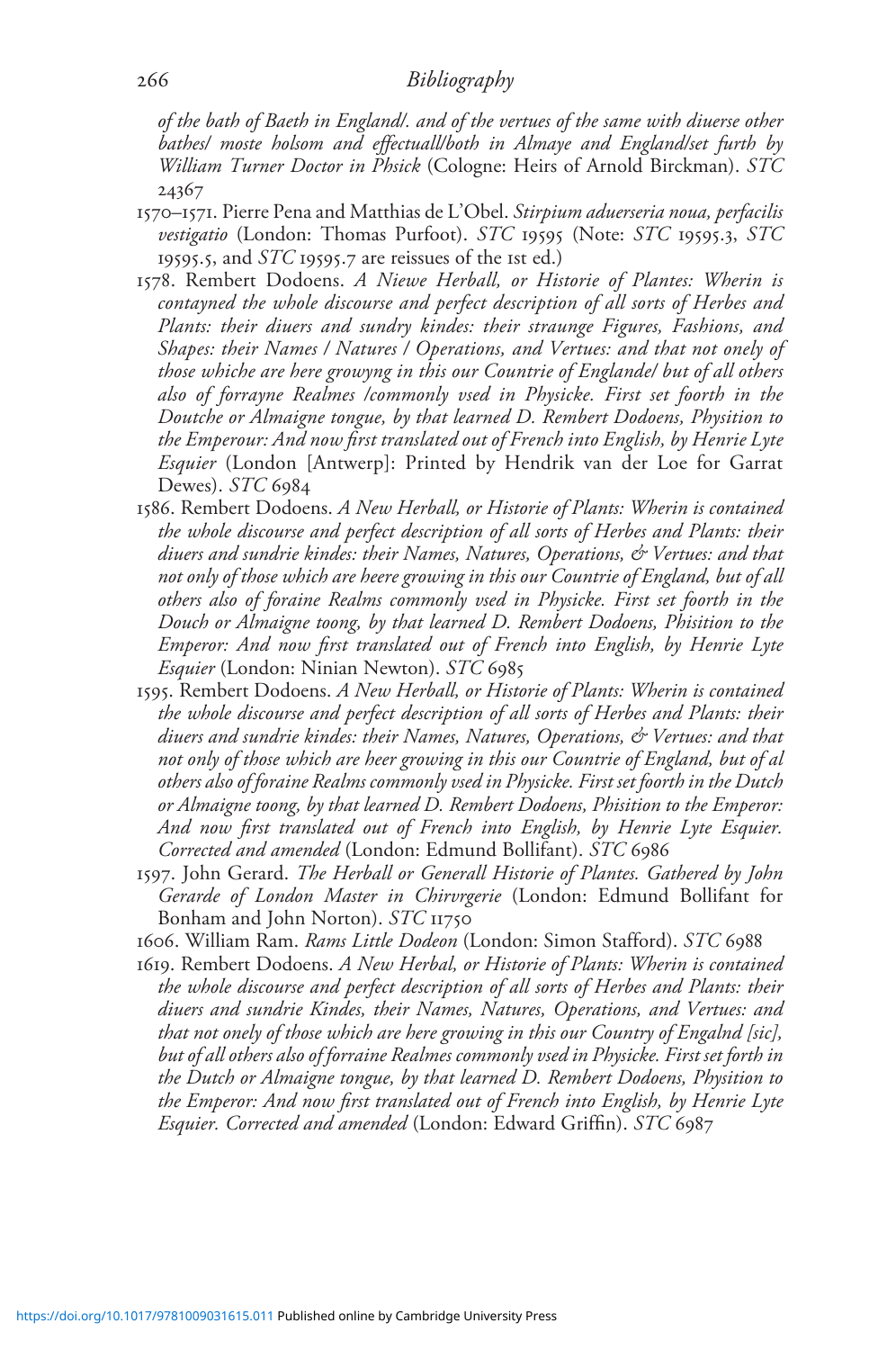*of the bath of Baeth in England/. and of the vertues of the same with diuerse other bathes/ moste holsom and effectuall/both in Almaye and England/set furth by William Turner Doctor in Phsick* (Cologne: Heirs of Arnold Birckman). *STC* 24367

1570–1571. Pierre Pena and Matthias de L'Obel. *Stirpium aduerseria noua, perfacilis vestigatio* (London: Thomas Purfoot). *STC* 19595 (Note: *STC* 19595.3, *STC* 19595.5, and *STC* 19595.7 are reissues of the 1st ed.)

1578. Rembert Dodoens. *A Niewe Herball, or Historie of Plantes: Wherin is contayned the whole discourse and perfect description of all sorts of Herbes and Plants: their diuers and sundry kindes: their straunge Figures, Fashions, and Shapes: their Names / Natures / Operations, and Vertues: and that not onely of those whiche are here growyng in this our Countrie of Englande/ but of all others also of forrayne Realmes /commonly vsed in Physicke. First set foorth in the Doutche or Almaigne tongue, by that learned D. Rembert Dodoens, Physition to the Emperour: And now first translated out of French into English, by Henrie Lyte Esquier* (London [Antwerp]: Printed by Hendrik van der Loe for Garrat Dewes). *STC* 6984

1586. Rembert Dodoens. *A New Herball, or Historie of Plants: Wherin is contained the whole discourse and perfect description of all sorts of Herbes and Plants: their diuers and sundrie kindes: their Names, Natures, Operations, & Vertues: and that not only of those which are heere growing in this our Countrie of England, but of all others also of foraine Realms commonly vsed in Physicke. First set foorth in the Douch or Almaigne toong, by that learned D. Rembert Dodoens, Phisition to the Emperor: And now first translated out of French into English, by Henrie Lyte Esquier* (London: Ninian Newton). *STC* 6985

1595. Rembert Dodoens. *A New Herball, or Historie of Plants: Wherin is contained the whole discourse and perfect description of all sorts of Herbes and Plants: their diuers and sundrie kindes: their Names, Natures, Operations, & Vertues: and that not only of those which are heer growing in this our Countrie of England, but of al others also of foraine Realms commonly vsed in Physicke. First set foorth in the Dutch or Almaigne toong, by that learned D. Rembert Dodoens, Phisition to the Emperor: And now first translated out of French into English, by Henrie Lyte Esquier. Corrected and amended* (London: Edmund Bollifant). *STC* 6986

1597. John Gerard. *The Herball or Generall Historie of Plantes. Gathered by John Gerarde of London Master in Chirvrgerie* (London: Edmund Bollifant for Bonham and John Norton). *STC* 11750

1606. William Ram. *Rams Little Dodeon* (London: Simon Stafford). *STC* 6988

1619. Rembert Dodoens. *A New Herbal, or Historie of Plants: Wherin is contained the whole discourse and perfect description of all sorts of Herbes and Plants: their diuers and sundrie Kindes, their Names, Natures, Operations, and Vertues: and that not onely of those which are here growing in this our Country of Engalnd [sic], but of all others also of forraine Realmes commonly vsed in Physicke. First set forth in the Dutch or Almaigne tongue, by that learned D. Rembert Dodoens, Physition to the Emperor: And now first translated out of French into English, by Henrie Lyte Esquier. Corrected and amended* (London: Edward Griffin). *STC* 6987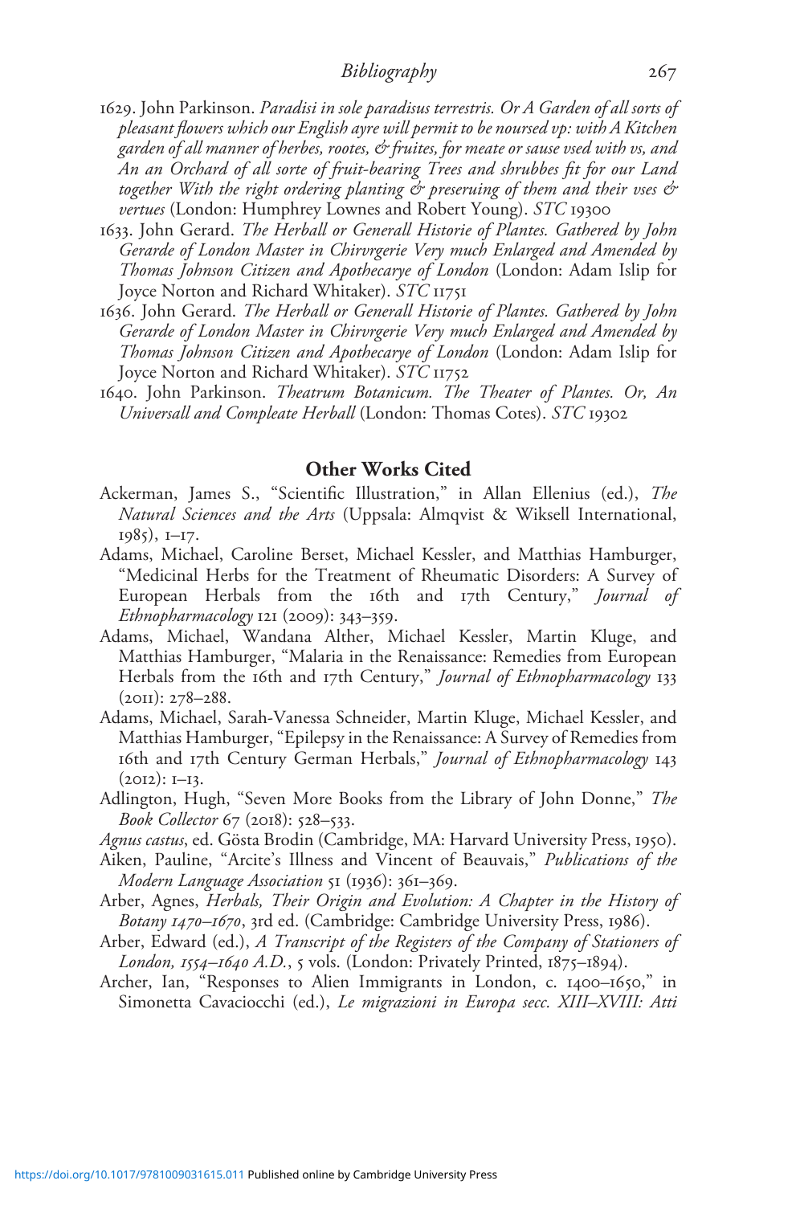1629. John Parkinson. *Paradisi in sole paradisus terrestris. Or A Garden of all sorts of pleasant flowers which our English ayre will permit to be noursed vp: with A Kitchen garden of all manner of herbes, rootes, & fruites, for meate or sause vsed with vs, and An an Orchard of all sorte of fruit-bearing Trees and shrubbes fit for our Land together With the right ordering planting & preseruing of them and their vses & vertues* (London: Humphrey Lownes and Robert Young). *STC* 19300

1633. John Gerard. *The Herball or Generall Historie of Plantes. Gathered by John Gerarde of London Master in Chirvrgerie Very much Enlarged and Amended by Thomas Johnson Citizen and Apothecarye of London* (London: Adam Islip for Joyce Norton and Richard Whitaker). *STC* 11751

1636. John Gerard. *The Herball or Generall Historie of Plantes. Gathered by John Gerarde of London Master in Chirvrgerie Very much Enlarged and Amended by Thomas Johnson Citizen and Apothecarye of London* (London: Adam Islip for Joyce Norton and Richard Whitaker). *STC* 11752

1640. John Parkinson. *Theatrum Botanicum. The Theater of Plantes. Or, An Universall and Compleate Herball* (London: Thomas Cotes). *STC* 19302

## Other Works Cited

Ackerman, James S., "Scientific Illustration," in Allan Ellenius (ed.), *The Natural Sciences and the Arts* (Uppsala: Almqvist & Wiksell International, 1985), 1–17.

Adams, Michael, Caroline Berset, Michael Kessler, and Matthias Hamburger, "Medicinal Herbs for the Treatment of Rheumatic Disorders: A Survey of European Herbals from the 16th and 17th Century," *Journal of Ethnopharmacology* 121 (2009): 343–359.

Adams, Michael, Wandana Alther, Michael Kessler, Martin Kluge, and Matthias Hamburger, "Malaria in the Renaissance: Remedies from European Herbals from the 16th and 17th Century," *Journal of Ethnopharmacology* 133 (2011): 278–288.

Adams, Michael, Sarah-Vanessa Schneider, Martin Kluge, Michael Kessler, and Matthias Hamburger, "Epilepsy in the Renaissance: A Survey of Remedies from 16th and 17th Century German Herbals," *Journal of Ethnopharmacology* 143 (2012): 1–13.

Adlington, Hugh, "Seven More Books from the Library of John Donne," *The Book Collector* 67 (2018): 528–533.

*Agnus castus*, ed. Gösta Brodin (Cambridge, MA: Harvard University Press, 1950).

Aiken, Pauline, "Arcite's Illness and Vincent of Beauvais," *Publications of the Modern Language Association* 51 (1936): 361–369.

Arber, Agnes, *Herbals, Their Origin and Evolution: A Chapter in the History of Botany 1470–1670*, 3rd ed. (Cambridge: Cambridge University Press, 1986).

Arber, Edward (ed.), *A Transcript of the Registers of the Company of Stationers of London, 1554–1640 A.D.*, 5 vols. (London: Privately Printed, 1875–1894).

Archer, Ian, "Responses to Alien Immigrants in London, c. 1400–1650," in Simonetta Cavaciocchi (ed.), *Le migrazioni in Europa secc. XIII–XVIII: Atti*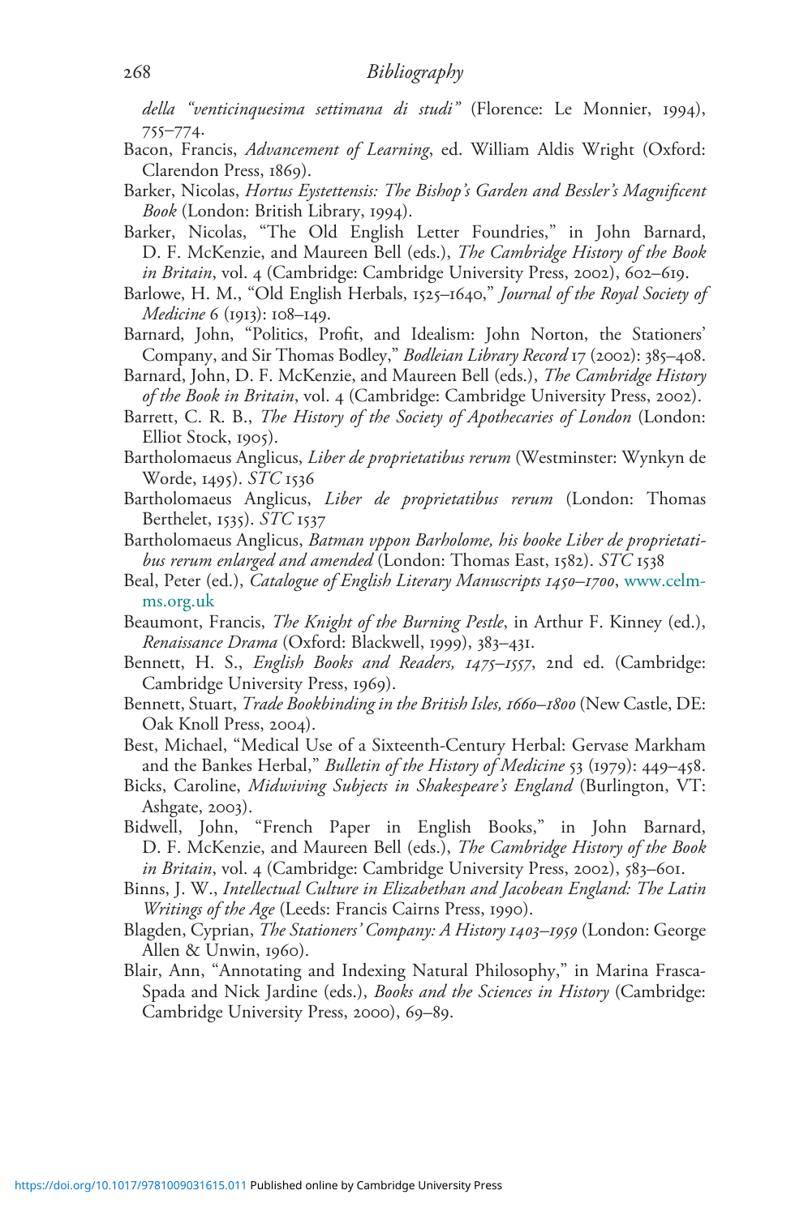*della "venticinquesima settimana di studi"* (Florence: Le Monnier, 1994), 755–774.

Bacon, Francis, *Advancement of Learning*, ed. William Aldis Wright (Oxford: Clarendon Press, 1869).

Barker, Nicolas, *Hortus Eystettensis: The Bishop's Garden and Bessler's Magnificent Book* (London: British Library, 1994).

Barker, Nicolas, "The Old English Letter Foundries," in John Barnard, D. F. McKenzie, and Maureen Bell (eds.), *The Cambridge History of the Book in Britain*, vol. 4 (Cambridge: Cambridge University Press, 2002), 602–619.

Barlowe, H. M., "Old English Herbals, 1525–1640," *Journal of the Royal Society of Medicine* 6 (1913): 108–149.

Barnard, John, "Politics, Profit, and Idealism: John Norton, the Stationers' Company, and Sir Thomas Bodley," *Bodleian Library Record* 17 (2002): 385–408.

Barnard, John, D. F. McKenzie, and Maureen Bell (eds.), *The Cambridge History of the Book in Britain*, vol. 4 (Cambridge: Cambridge University Press, 2002).

Barrett, C. R. B., *The History of the Society of Apothecaries of London* (London: Elliot Stock, 1905).

Bartholomaeus Anglicus, *Liber de proprietatibus rerum* (Westminster: Wynkyn de Worde, 1495). *STC* 1536

Bartholomaeus Anglicus, *Liber de proprietatibus rerum* (London: Thomas Berthelet, 1535). *STC* 1537

Bartholomaeus Anglicus, *Batman vppon Barholome, his booke Liber de proprietatibus rerum enlarged and amended* (London: Thomas East, 1582). *STC* 1538

Beal, Peter (ed.), *Catalogue of English Literary Manuscripts 1450–1700*, www.celm-ms.org.uk

Beaumont, Francis, *The Knight of the Burning Pestle*, in Arthur F. Kinney (ed.), *Renaissance Drama* (Oxford: Blackwell, 1999), 383–431.

Bennett, H. S., *English Books and Readers, 1475–1557*, 2nd ed. (Cambridge: Cambridge University Press, 1969).

Bennett, Stuart, *Trade Bookbinding in the British Isles, 1660–1800* (New Castle, DE: Oak Knoll Press, 2004).

Best, Michael, "Medical Use of a Sixteenth-Century Herbal: Gervase Markham and the Bankes Herbal," *Bulletin of the History of Medicine* 53 (1979): 449–458.

Bicks, Caroline, *Midwiving Subjects in Shakespeare's England* (Burlington, VT: Ashgate, 2003).

Bidwell, John, "French Paper in English Books," in John Barnard, D. F. McKenzie, and Maureen Bell (eds.), *The Cambridge History of the Book in Britain*, vol. 4 (Cambridge: Cambridge University Press, 2002), 583–601.

Binns, J. W., *Intellectual Culture in Elizabethan and Jacobean England: The Latin Writings of the Age* (Leeds: Francis Cairns Press, 1990).

Blagden, Cyprian, *The Stationers' Company: A History 1403–1959* (London: George Allen & Unwin, 1960).

Blair, Ann, "Annotating and Indexing Natural Philosophy," in Marina Frasca-Spada and Nick Jardine (eds.), *Books and the Sciences in History* (Cambridge: Cambridge University Press, 2000), 69–89.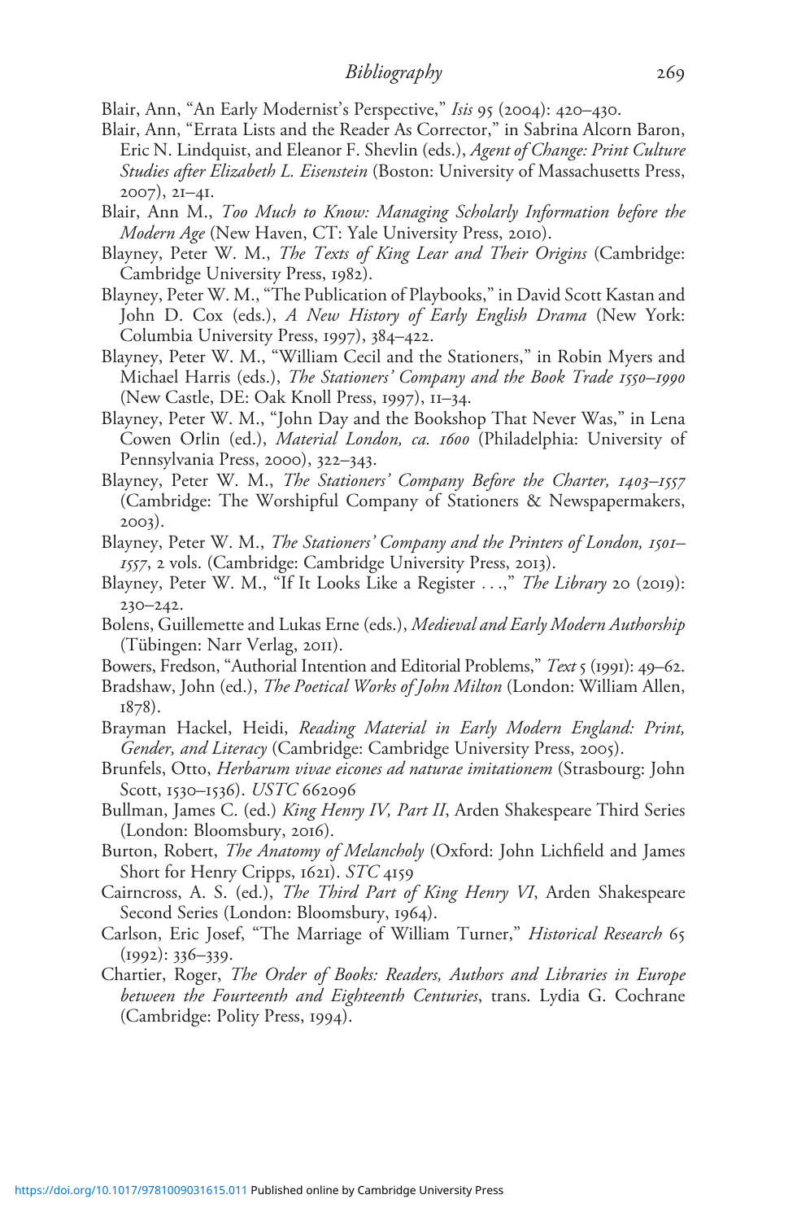Blair, Ann, "An Early Modernist's Perspective," *Isis* 95 (2004): 420–430.

Blair, Ann, "Errata Lists and the Reader As Corrector," in Sabrina Alcorn Baron, Eric N. Lindquist, and Eleanor F. Shevlin (eds.), *Agent of Change: Print Culture Studies after Elizabeth L. Eisenstein* (Boston: University of Massachusetts Press, 2007), 21–41.

Blair, Ann M., *Too Much to Know: Managing Scholarly Information before the Modern Age* (New Haven, CT: Yale University Press, 2010).

Blayney, Peter W. M., *The Texts of King Lear and Their Origins* (Cambridge: Cambridge University Press, 1982).

Blayney, Peter W. M., "The Publication of Playbooks," in David Scott Kastan and John D. Cox (eds.), *A New History of Early English Drama* (New York: Columbia University Press, 1997), 384–422.

Blayney, Peter W. M., "William Cecil and the Stationers," in Robin Myers and Michael Harris (eds.), *The Stationers' Company and the Book Trade 1550–1990* (New Castle, DE: Oak Knoll Press, 1997), 11–34.

Blayney, Peter W. M., "John Day and the Bookshop That Never Was," in Lena Cowen Orlin (ed.), *Material London, ca. 1600* (Philadelphia: University of Pennsylvania Press, 2000), 322–343.

Blayney, Peter W. M., *The Stationers' Company Before the Charter, 1403–1557* (Cambridge: The Worshipful Company of Stationers & Newspapermakers, 2003).

Blayney, Peter W. M., *The Stationers' Company and the Printers of London, 1501–1557*, 2 vols. (Cambridge: Cambridge University Press, 2013).

Blayney, Peter W. M., "If It Looks Like a Register . . .," *The Library* 20 (2019): 230–242.

Bolens, Guillemette and Lukas Erne (eds.), *Medieval and Early Modern Authorship* (Tübingen: Narr Verlag, 2011).

Bowers, Fredson, "Authorial Intention and Editorial Problems," *Text* 5 (1991): 49–62.

Bradshaw, John (ed.), *The Poetical Works of John Milton* (London: William Allen, 1878).

Brayman Hackel, Heidi, *Reading Material in Early Modern England: Print, Gender, and Literacy* (Cambridge: Cambridge University Press, 2005).

Brunfels, Otto, *Herbarum vivae eicones ad naturae imitationem* (Strasbourg: John Scott, 1530–1536). *USTC* 662096

Bullman, James C. (ed.) *King Henry IV, Part II*, Arden Shakespeare Third Series (London: Bloomsbury, 2016).

Burton, Robert, *The Anatomy of Melancholy* (Oxford: John Lichfield and James Short for Henry Cripps, 1621). *STC* 4159

Cairncross, A. S. (ed.), *The Third Part of King Henry VI*, Arden Shakespeare Second Series (London: Bloomsbury, 1964).

Carlson, Eric Josef, "The Marriage of William Turner," *Historical Research* 65 (1992): 336–339.

Chartier, Roger, *The Order of Books: Readers, Authors and Libraries in Europe between the Fourteenth and Eighteenth Centuries*, trans. Lydia G. Cochrane (Cambridge: Polity Press, 1994).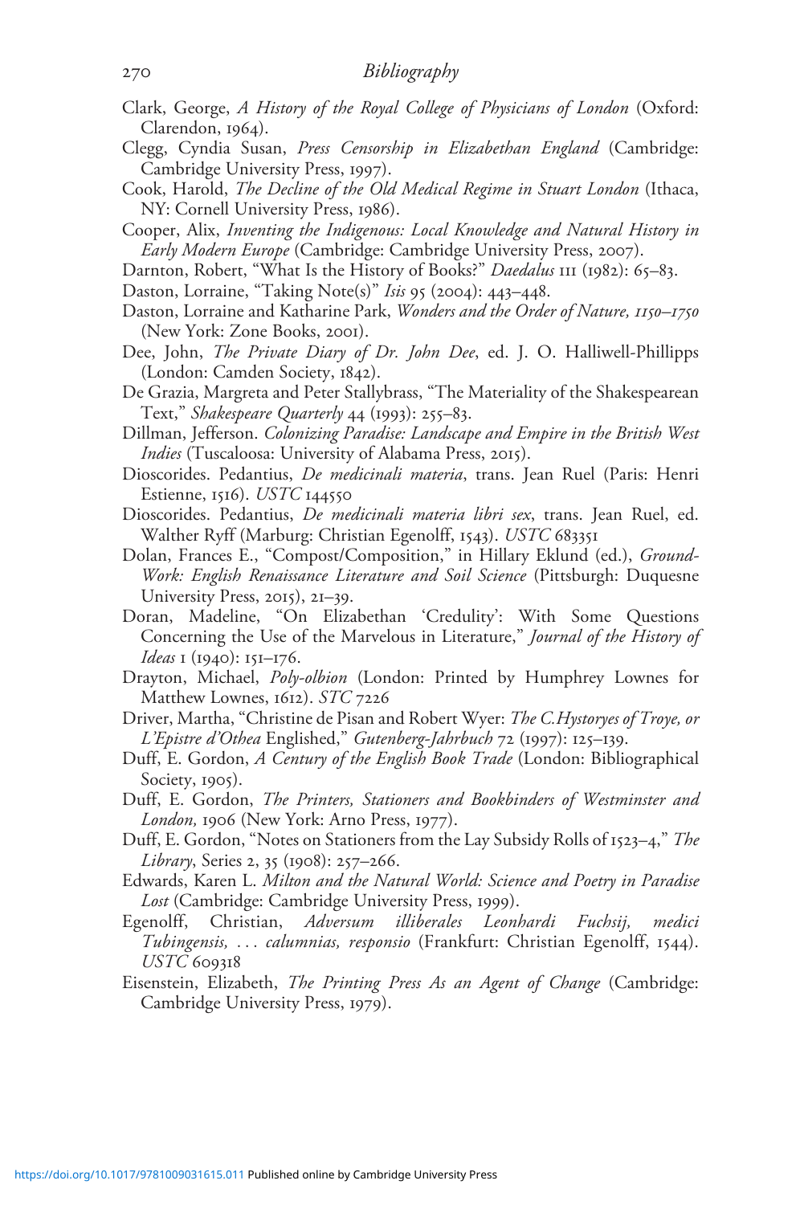Clark, George, *A History of the Royal College of Physicians of London* (Oxford: Clarendon, 1964).

Clegg, Cyndia Susan, *Press Censorship in Elizabethan England* (Cambridge: Cambridge University Press, 1997).

Cook, Harold, *The Decline of the Old Medical Regime in Stuart London* (Ithaca, NY: Cornell University Press, 1986).

Cooper, Alix, *Inventing the Indigenous: Local Knowledge and Natural History in Early Modern Europe* (Cambridge: Cambridge University Press, 2007).

Darnton, Robert, "What Is the History of Books?" *Daedalus* 111 (1982): 65–83.

Daston, Lorraine, "Taking Note(s)" *Isis* 95 (2004): 443–448.

Daston, Lorraine and Katharine Park, *Wonders and the Order of Nature, 1150–1750* (New York: Zone Books, 2001).

Dee, John, *The Private Diary of Dr. John Dee*, ed. J. O. Halliwell-Phillipps (London: Camden Society, 1842).

De Grazia, Margreta and Peter Stallybrass, "The Materiality of the Shakespearean Text," *Shakespeare Quarterly* 44 (1993): 255–83.

Dillman, Jefferson. *Colonizing Paradise: Landscape and Empire in the British West Indies* (Tuscaloosa: University of Alabama Press, 2015).

Dioscorides. Pedantius, *De medicinali materia*, trans. Jean Ruel (Paris: Henri Estienne, 1516). *USTC* 144550

Dioscorides. Pedantius, *De medicinali materia libri sex*, trans. Jean Ruel, ed. Walther Ryff (Marburg: Christian Egenolff, 1543). *USTC* 683351

Dolan, Frances E., "Compost/Composition," in Hillary Eklund (ed.), *Ground-Work: English Renaissance Literature and Soil Science* (Pittsburgh: Duquesne University Press, 2015), 21–39.

Doran, Madeline, "On Elizabethan 'Credulity': With Some Questions Concerning the Use of the Marvelous in Literature," *Journal of the History of Ideas* 1 (1940): 151–176.

Drayton, Michael, *Poly-olbion* (London: Printed by Humphrey Lownes for Matthew Lownes, 1612). *STC* 7226

Driver, Martha, "Christine de Pisan and Robert Wyer: *The C.Hystoryes of Troye, or L'Epistre d'Othea* Englished," *Gutenberg-Jahrbuch* 72 (1997): 125–139.

Duff, E. Gordon, *A Century of the English Book Trade* (London: Bibliographical Society, 1905).

Duff, E. Gordon, *The Printers, Stationers and Bookbinders of Westminster and London,* 1906 (New York: Arno Press, 1977).

Duff, E. Gordon, "Notes on Stationers from the Lay Subsidy Rolls of 1523–4," *The Library*, Series 2, 35 (1908): 257–266.

Edwards, Karen L. *Milton and the Natural World: Science and Poetry in Paradise Lost* (Cambridge: Cambridge University Press, 1999).

Egenolff, Christian, *Adversum illiberales Leonhardi Fuchsij, medici Tubingensis, . . . calumnias, responsio* (Frankfurt: Christian Egenolff, 1544). *USTC* 609318

Eisenstein, Elizabeth, *The Printing Press As an Agent of Change* (Cambridge: Cambridge University Press, 1979).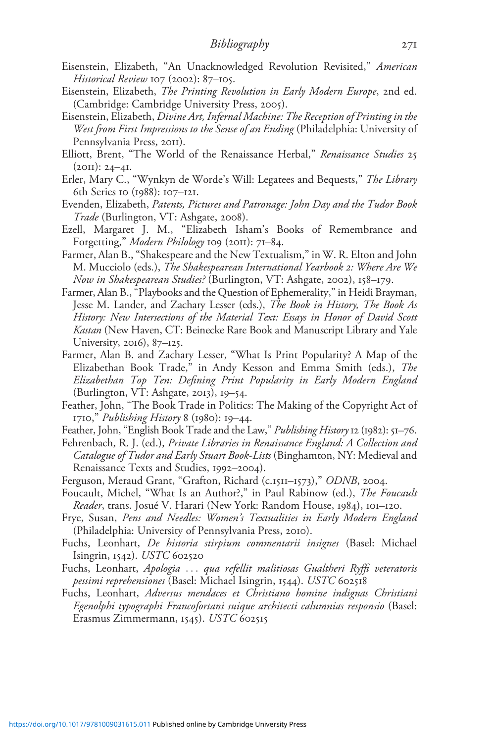Eisenstein, Elizabeth, "An Unacknowledged Revolution Revisited," *American Historical Review* 107 (2002): 87–105.

Eisenstein, Elizabeth, *The Printing Revolution in Early Modern Europe*, 2nd ed. (Cambridge: Cambridge University Press, 2005).

Eisenstein, Elizabeth, *Divine Art, Infernal Machine: The Reception of Printing in the West from First Impressions to the Sense of an Ending* (Philadelphia: University of Pennsylvania Press, 2011).

Elliott, Brent, "The World of the Renaissance Herbal," *Renaissance Studies* 25 (2011): 24–41.

Erler, Mary C., "Wynkyn de Worde's Will: Legatees and Bequests," *The Library* 6th Series 10 (1988): 107–121.

Evenden, Elizabeth, *Patents, Pictures and Patronage: John Day and the Tudor Book Trade* (Burlington, VT: Ashgate, 2008).

Ezell, Margaret J. M., "Elizabeth Isham's Books of Remembrance and Forgetting," *Modern Philology* 109 (2011): 71–84.

Farmer, Alan B., "Shakespeare and the New Textualism," in W. R. Elton and John M. Mucciolo (eds.), *The Shakespearean International Yearbook 2: Where Are We Now in Shakespearean Studies?* (Burlington, VT: Ashgate, 2002), 158–179.

Farmer, Alan B., "Playbooks and the Question of Ephemerality," in Heidi Brayman, Jesse M. Lander, and Zachary Lesser (eds.), *The Book in History, The Book As History: New Intersections of the Material Text: Essays in Honor of David Scott Kastan* (New Haven, CT: Beinecke Rare Book and Manuscript Library and Yale University, 2016), 87–125.

Farmer, Alan B. and Zachary Lesser, "What Is Print Popularity? A Map of the Elizabethan Book Trade," in Andy Kesson and Emma Smith (eds.), *The Elizabethan Top Ten: Defining Print Popularity in Early Modern England* (Burlington, VT: Ashgate, 2013), 19–54.

Feather, John, "The Book Trade in Politics: The Making of the Copyright Act of 1710," *Publishing History* 8 (1980): 19–44.

Feather, John, "English Book Trade and the Law," *Publishing History* 12 (1982): 51–76.

Fehrenbach, R. J. (ed.), *Private Libraries in Renaissance England: A Collection and Catalogue of Tudor and Early Stuart Book-Lists* (Binghamton, NY: Medieval and Renaissance Texts and Studies, 1992–2004).

Ferguson, Meraud Grant, "Grafton, Richard (c.1511–1573)," *ODNB*, 2004.

Foucault, Michel, "What Is an Author?," in Paul Rabinow (ed.), *The Foucault Reader*, trans. Josué V. Harari (New York: Random House, 1984), 101–120.

Frye, Susan, *Pens and Needles: Women's Textualities in Early Modern England* (Philadelphia: University of Pennsylvania Press, 2010).

Fuchs, Leonhart, *De historia stirpium commentarii insignes* (Basel: Michael Isingrin, 1542). *USTC* 602520

Fuchs, Leonhart, *Apologia … qua refellit malitiosas Gualtheri Ryffi veteratoris pessimi reprehensiones* (Basel: Michael Isingrin, 1544). *USTC* 602518

Fuchs, Leonhart, *Adversus mendaces et Christiano homine indignas Christiani Egenolphi typographi Francofortani suique architecti calumnias responsio* (Basel: Erasmus Zimmermann, 1545). *USTC* 602515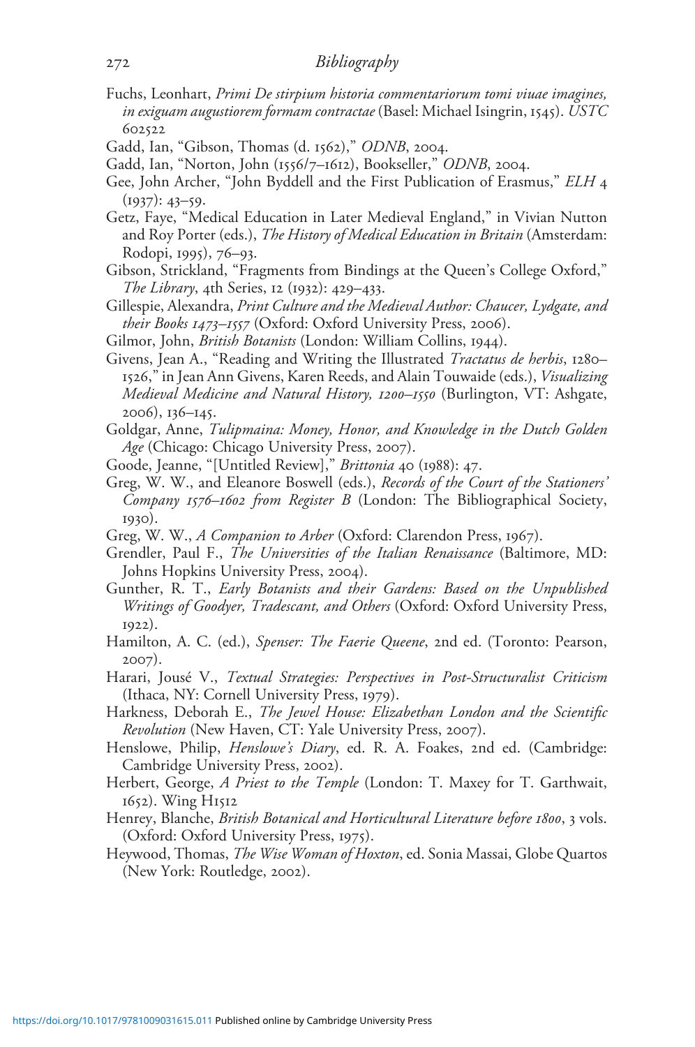Fuchs, Leonhart, *Primi De stirpium historia commentariorum tomi viuae imagines, in exiguam augustiorem formam contractae* (Basel: Michael Isingrin, 1545). *USTC* 602522

Gadd, Ian, "Gibson, Thomas (d. 1562)," *ODNB*, 2004.

Gadd, Ian, "Norton, John (1556/7–1612), Bookseller," *ODNB*, 2004.

Gee, John Archer, "John Byddell and the First Publication of Erasmus," *ELH* 4 (1937): 43–59.

Getz, Faye, "Medical Education in Later Medieval England," in Vivian Nutton and Roy Porter (eds.), *The History of Medical Education in Britain* (Amsterdam: Rodopi, 1995), 76–93.

Gibson, Strickland, "Fragments from Bindings at the Queen's College Oxford," *The Library*, 4th Series, 12 (1932): 429–433.

Gillespie, Alexandra, *Print Culture and the Medieval Author: Chaucer, Lydgate, and their Books 1473–1557* (Oxford: Oxford University Press, 2006).

Gilmor, John, *British Botanists* (London: William Collins, 1944).

Givens, Jean A., "Reading and Writing the Illustrated *Tractatus de herbis*, 1280–1526," in Jean Ann Givens, Karen Reeds, and Alain Touwaide (eds.), *Visualizing Medieval Medicine and Natural History, 1200–1550* (Burlington, VT: Ashgate, 2006), 136–145.

Goldgar, Anne, *Tulipmaina: Money, Honor, and Knowledge in the Dutch Golden Age* (Chicago: Chicago University Press, 2007).

Goode, Jeanne, "[Untitled Review]," *Brittonia* 40 (1988): 47.

Greg, W. W., and Eleanore Boswell (eds.), *Records of the Court of the Stationers' Company 1576–1602 from Register B* (London: The Bibliographical Society, 1930).

Greg, W. W., *A Companion to Arber* (Oxford: Clarendon Press, 1967).

Grendler, Paul F., *The Universities of the Italian Renaissance* (Baltimore, MD: Johns Hopkins University Press, 2004).

Gunther, R. T., *Early Botanists and their Gardens: Based on the Unpublished Writings of Goodyer, Tradescant, and Others* (Oxford: Oxford University Press, 1922).

Hamilton, A. C. (ed.), *Spenser: The Faerie Queene*, 2nd ed. (Toronto: Pearson, 2007).

Harari, Jousé V., *Textual Strategies: Perspectives in Post-Structuralist Criticism* (Ithaca, NY: Cornell University Press, 1979).

Harkness, Deborah E., *The Jewel House: Elizabethan London and the Scientific Revolution* (New Haven, CT: Yale University Press, 2007).

Henslowe, Philip, *Henslowe's Diary*, ed. R. A. Foakes, 2nd ed. (Cambridge: Cambridge University Press, 2002).

Herbert, George, *A Priest to the Temple* (London: T. Maxey for T. Garthwait, 1652). Wing H1512

Henrey, Blanche, *British Botanical and Horticultural Literature before 1800*, 3 vols. (Oxford: Oxford University Press, 1975).

Heywood, Thomas, *The Wise Woman of Hoxton*, ed. Sonia Massai, Globe Quartos (New York: Routledge, 2002).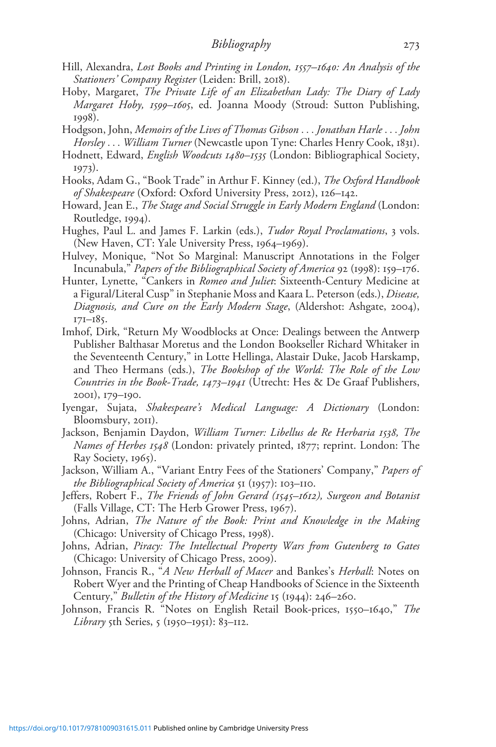Hill, Alexandra, *Lost Books and Printing in London, 1557–1640: An Analysis of the Stationers' Company Register* (Leiden: Brill, 2018).

Hoby, Margaret, *The Private Life of an Elizabethan Lady: The Diary of Lady Margaret Hoby, 1599–1605*, ed. Joanna Moody (Stroud: Sutton Publishing, 1998).

Hodgson, John, *Memoirs of the Lives of Thomas Gibson . . . Jonathan Harle . . . John Horsley . . . William Turner* (Newcastle upon Tyne: Charles Henry Cook, 1831).

Hodnett, Edward, *English Woodcuts 1480–1535* (London: Bibliographical Society, 1973).

Hooks, Adam G., "Book Trade" in Arthur F. Kinney (ed.), *The Oxford Handbook of Shakespeare* (Oxford: Oxford University Press, 2012), 126–142.

Howard, Jean E., *The Stage and Social Struggle in Early Modern England* (London: Routledge, 1994).

Hughes, Paul L. and James F. Larkin (eds.), *Tudor Royal Proclamations*, 3 vols. (New Haven, CT: Yale University Press, 1964–1969).

Hulvey, Monique, "Not So Marginal: Manuscript Annotations in the Folger Incunabula," *Papers of the Bibliographical Society of America* 92 (1998): 159–176.

Hunter, Lynette, "Cankers in *Romeo and Juliet*: Sixteenth-Century Medicine at a Figural/Literal Cusp" in Stephanie Moss and Kaara L. Peterson (eds.), *Disease, Diagnosis, and Cure on the Early Modern Stage*, (Aldershot: Ashgate, 2004), 171–185.

Imhof, Dirk, "Return My Woodblocks at Once: Dealings between the Antwerp Publisher Balthasar Moretus and the London Bookseller Richard Whitaker in the Seventeenth Century," in Lotte Hellinga, Alastair Duke, Jacob Harskamp, and Theo Hermans (eds.), *The Bookshop of the World: The Role of the Low Countries in the Book-Trade, 1473–1941* (Utrecht: Hes & De Graaf Publishers, 2001), 179–190.

Iyengar, Sujata, *Shakespeare's Medical Language: A Dictionary* (London: Bloomsbury, 2011).

Jackson, Benjamin Daydon, *William Turner: Libellus de Re Herbaria 1538, The Names of Herbes 1548* (London: privately printed, 1877; reprint. London: The Ray Society, 1965).

Jackson, William A., "Variant Entry Fees of the Stationers' Company," *Papers of the Bibliographical Society of America* 51 (1957): 103–110.

Jeffers, Robert F., *The Friends of John Gerard (1545–1612), Surgeon and Botanist* (Falls Village, CT: The Herb Grower Press, 1967).

Johns, Adrian, *The Nature of the Book: Print and Knowledge in the Making* (Chicago: University of Chicago Press, 1998).

Johns, Adrian, *Piracy: The Intellectual Property Wars from Gutenberg to Gates* (Chicago: University of Chicago Press, 2009).

Johnson, Francis R., "*A New Herball of Macer* and Bankes's *Herball*: Notes on Robert Wyer and the Printing of Cheap Handbooks of Science in the Sixteenth Century," *Bulletin of the History of Medicine* 15 (1944): 246–260.

Johnson, Francis R. "Notes on English Retail Book-prices, 1550–1640," *The Library* 5th Series, 5 (1950–1951): 83–112.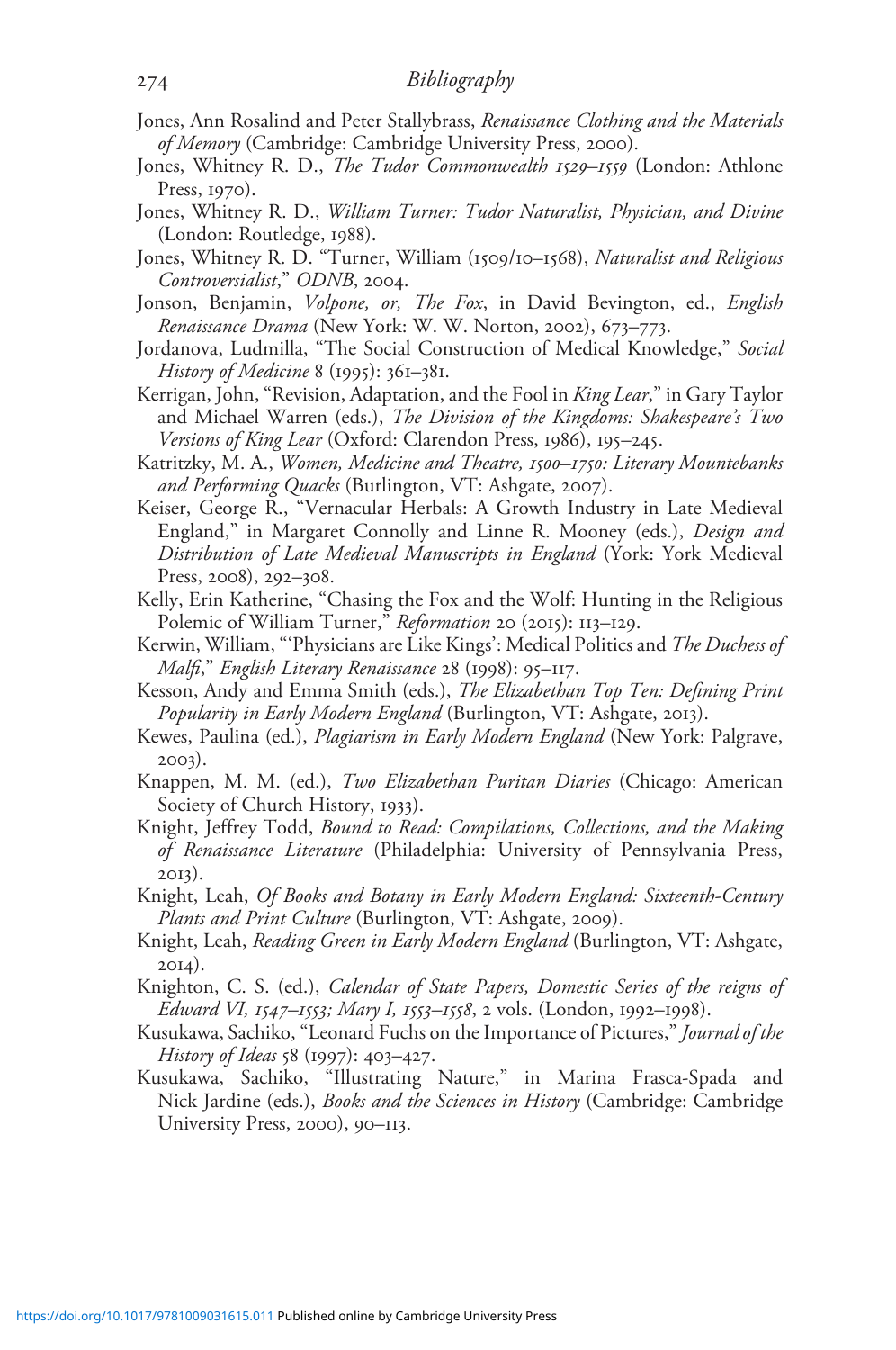Jones, Ann Rosalind and Peter Stallybrass, *Renaissance Clothing and the Materials of Memory* (Cambridge: Cambridge University Press, 2000).

Jones, Whitney R. D., *The Tudor Commonwealth 1529–1559* (London: Athlone Press, 1970).

Jones, Whitney R. D., *William Turner: Tudor Naturalist, Physician, and Divine* (London: Routledge, 1988).

Jones, Whitney R. D. "Turner, William (1509/10–1568), *Naturalist and Religious Controversialist*," *ODNB*, 2004.

Jonson, Benjamin, *Volpone, or, The Fox*, in David Bevington, ed., *English Renaissance Drama* (New York: W. W. Norton, 2002), 673–773.

Jordanova, Ludmilla, "The Social Construction of Medical Knowledge," *Social History of Medicine* 8 (1995): 361–381.

Kerrigan, John, "Revision, Adaptation, and the Fool in *King Lear*," in Gary Taylor and Michael Warren (eds.), *The Division of the Kingdoms: Shakespeare's Two Versions of King Lear* (Oxford: Clarendon Press, 1986), 195–245.

Katritzky, M. A., *Women, Medicine and Theatre, 1500–1750: Literary Mountebanks and Performing Quacks* (Burlington, VT: Ashgate, 2007).

Keiser, George R., "Vernacular Herbals: A Growth Industry in Late Medieval England," in Margaret Connolly and Linne R. Mooney (eds.), *Design and Distribution of Late Medieval Manuscripts in England* (York: York Medieval Press, 2008), 292–308.

Kelly, Erin Katherine, "Chasing the Fox and the Wolf: Hunting in the Religious Polemic of William Turner," *Reformation* 20 (2015): 113–129.

Kerwin, William, "'Physicians are Like Kings': Medical Politics and *The Duchess of Malfi*," *English Literary Renaissance* 28 (1998): 95–117.

Kesson, Andy and Emma Smith (eds.), *The Elizabethan Top Ten: Defining Print Popularity in Early Modern England* (Burlington, VT: Ashgate, 2013).

Kewes, Paulina (ed.), *Plagiarism in Early Modern England* (New York: Palgrave, 2003).

Knappen, M. M. (ed.), *Two Elizabethan Puritan Diaries* (Chicago: American Society of Church History, 1933).

Knight, Jeffrey Todd, *Bound to Read: Compilations, Collections, and the Making of Renaissance Literature* (Philadelphia: University of Pennsylvania Press, 2013).

Knight, Leah, *Of Books and Botany in Early Modern England: Sixteenth-Century Plants and Print Culture* (Burlington, VT: Ashgate, 2009).

Knight, Leah, *Reading Green in Early Modern England* (Burlington, VT: Ashgate, 2014).

Knighton, C. S. (ed.), *Calendar of State Papers, Domestic Series of the reigns of Edward VI, 1547–1553; Mary I, 1553–1558*, 2 vols. (London, 1992–1998).

Kusukawa, Sachiko, "Leonard Fuchs on the Importance of Pictures," *Journal of the History of Ideas* 58 (1997): 403–427.

Kusukawa, Sachiko, "Illustrating Nature," in Marina Frasca-Spada and Nick Jardine (eds.), *Books and the Sciences in History* (Cambridge: Cambridge University Press, 2000), 90–113.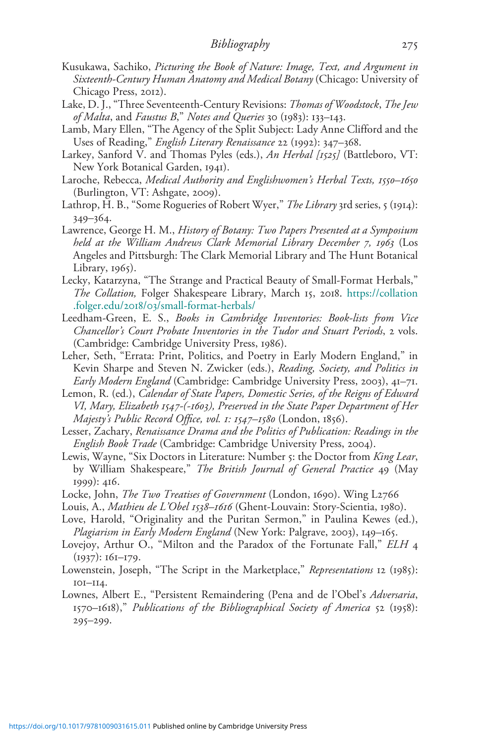Kusukawa, Sachiko, *Picturing the Book of Nature: Image, Text, and Argument in Sixteenth-Century Human Anatomy and Medical Botany* (Chicago: University of Chicago Press, 2012).

Lake, D. J., "Three Seventeenth-Century Revisions: *Thomas of Woodstock*, *The Jew of Malta*, and *Faustus B*," *Notes and Queries* 30 (1983): 133–143.

Lamb, Mary Ellen, "The Agency of the Split Subject: Lady Anne Clifford and the Uses of Reading," *English Literary Renaissance* 22 (1992): 347–368.

Larkey, Sanford V. and Thomas Pyles (eds.), *An Herbal [1525]* (Battleboro, VT: New York Botanical Garden, 1941).

Laroche, Rebecca, *Medical Authority and Englishwomen's Herbal Texts, 1550–1650* (Burlington, VT: Ashgate, 2009).

Lathrop, H. B., "Some Rogueries of Robert Wyer," *The Library* 3rd series, 5 (1914): 349–364.

Lawrence, George H. M., *History of Botany: Two Papers Presented at a Symposium held at the William Andrews Clark Memorial Library December 7, 1963* (Los Angeles and Pittsburgh: The Clark Memorial Library and The Hunt Botanical Library, 1965).

Lecky, Katarzyna, "The Strange and Practical Beauty of Small-Format Herbals," *The Collation,* Folger Shakespeare Library, March 15, 2018. https://collation.folger.edu/2018/03/small-format-herbals/

Leedham-Green, E. S., *Books in Cambridge Inventories: Book-lists from Vice Chancellor's Court Probate Inventories in the Tudor and Stuart Periods*, 2 vols. (Cambridge: Cambridge University Press, 1986).

Leher, Seth, "Errata: Print, Politics, and Poetry in Early Modern England," in Kevin Sharpe and Steven N. Zwicker (eds.), *Reading, Society, and Politics in Early Modern England* (Cambridge: Cambridge University Press, 2003), 41–71.

Lemon, R. (ed.), *Calendar of State Papers, Domestic Series, of the Reigns of Edward VI, Mary, Elizabeth 1547-(-1603), Preserved in the State Paper Department of Her Majesty's Public Record Office, vol. 1: 1547–1580* (London, 1856).

Lesser, Zachary, *Renaissance Drama and the Politics of Publication: Readings in the English Book Trade* (Cambridge: Cambridge University Press, 2004).

Lewis, Wayne, "Six Doctors in Literature: Number 5: the Doctor from *King Lear*, by William Shakespeare," *The British Journal of General Practice* 49 (May 1999): 416.

Locke, John, *The Two Treatises of Government* (London, 1690). Wing L2766

Louis, A., *Mathieu de L'Obel 1538–1616* (Ghent-Louvain: Story-Scientia, 1980).

Love, Harold, "Originality and the Puritan Sermon," in Paulina Kewes (ed.), *Plagiarism in Early Modern England* (New York: Palgrave, 2003), 149–165.

Lovejoy, Arthur O., "Milton and the Paradox of the Fortunate Fall," *ELH* 4 (1937): 161–179.

Lowenstein, Joseph, "The Script in the Marketplace," *Representations* 12 (1985): 101–114.

Lownes, Albert E., "Persistent Remaindering (Pena and de l'Obel's *Adversaria*, 1570–1618)," *Publications of the Bibliographical Society of America* 52 (1958): 295–299.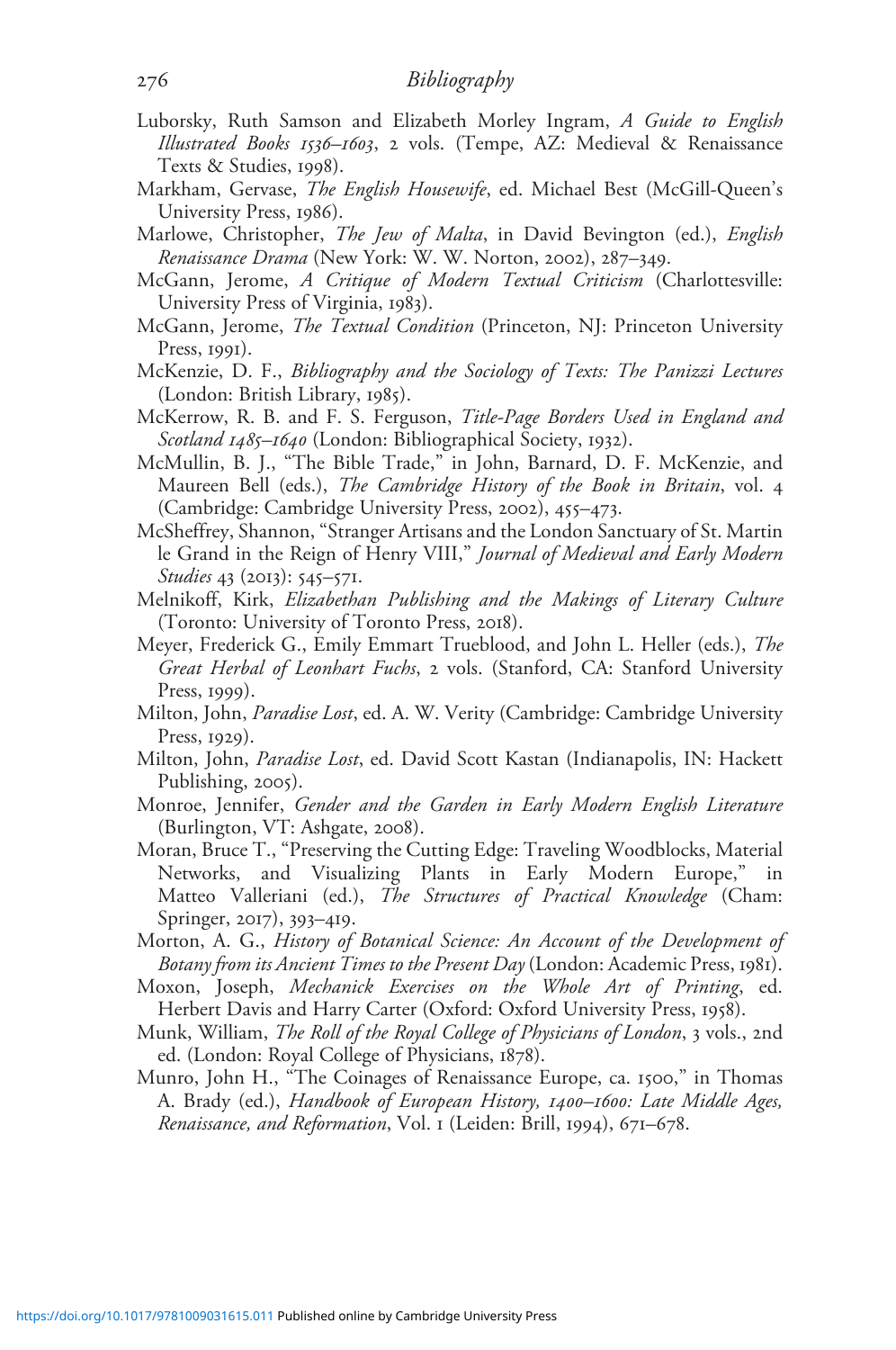Luborsky, Ruth Samson and Elizabeth Morley Ingram, *A Guide to English Illustrated Books 1536–1603*, 2 vols. (Tempe, AZ: Medieval & Renaissance Texts & Studies, 1998).

Markham, Gervase, *The English Housewife*, ed. Michael Best (McGill-Queen's University Press, 1986).

Marlowe, Christopher, *The Jew of Malta*, in David Bevington (ed.), *English Renaissance Drama* (New York: W. W. Norton, 2002), 287–349.

McGann, Jerome, *A Critique of Modern Textual Criticism* (Charlottesville: University Press of Virginia, 1983).

McGann, Jerome, *The Textual Condition* (Princeton, NJ: Princeton University Press, 1991).

McKenzie, D. F., *Bibliography and the Sociology of Texts: The Panizzi Lectures* (London: British Library, 1985).

McKerrow, R. B. and F. S. Ferguson, *Title-Page Borders Used in England and Scotland 1485–1640* (London: Bibliographical Society, 1932).

McMullin, B. J., "The Bible Trade," in John, Barnard, D. F. McKenzie, and Maureen Bell (eds.), *The Cambridge History of the Book in Britain*, vol. 4 (Cambridge: Cambridge University Press, 2002), 455–473.

McSheffrey, Shannon, "Stranger Artisans and the London Sanctuary of St. Martin le Grand in the Reign of Henry VIII," *Journal of Medieval and Early Modern Studies* 43 (2013): 545–571.

Melnikoff, Kirk, *Elizabethan Publishing and the Makings of Literary Culture* (Toronto: University of Toronto Press, 2018).

Meyer, Frederick G., Emily Emmart Trueblood, and John L. Heller (eds.), *The Great Herbal of Leonhart Fuchs*, 2 vols. (Stanford, CA: Stanford University Press, 1999).

Milton, John, *Paradise Lost*, ed. A. W. Verity (Cambridge: Cambridge University Press, 1929).

Milton, John, *Paradise Lost*, ed. David Scott Kastan (Indianapolis, IN: Hackett Publishing, 2005).

Monroe, Jennifer, *Gender and the Garden in Early Modern English Literature* (Burlington, VT: Ashgate, 2008).

Moran, Bruce T., "Preserving the Cutting Edge: Traveling Woodblocks, Material Networks, and Visualizing Plants in Early Modern Europe," in Matteo Valleriani (ed.), *The Structures of Practical Knowledge* (Cham: Springer, 2017), 393–419.

Morton, A. G., *History of Botanical Science: An Account of the Development of Botany from its Ancient Times to the Present Day* (London: Academic Press, 1981).

Moxon, Joseph, *Mechanick Exercises on the Whole Art of Printing*, ed. Herbert Davis and Harry Carter (Oxford: Oxford University Press, 1958).

Munk, William, *The Roll of the Royal College of Physicians of London*, 3 vols., 2nd ed. (London: Royal College of Physicians, 1878).

Munro, John H., "The Coinages of Renaissance Europe, ca. 1500," in Thomas A. Brady (ed.), *Handbook of European History, 1400–1600: Late Middle Ages, Renaissance, and Reformation*, Vol. 1 (Leiden: Brill, 1994), 671–678.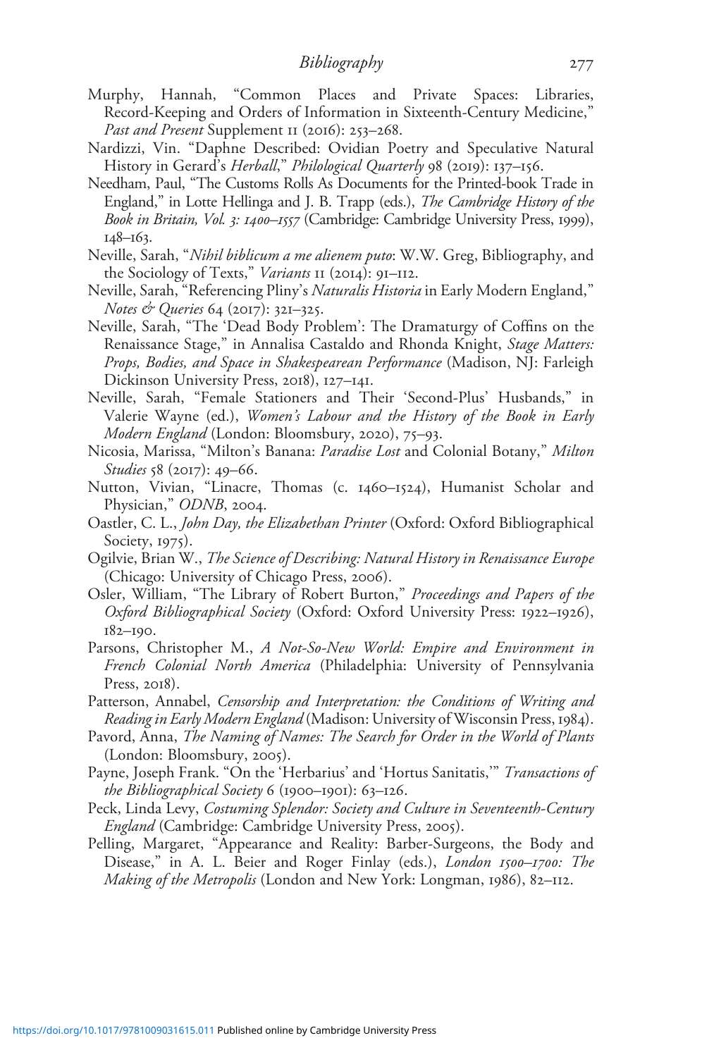Murphy, Hannah, "Common Places and Private Spaces: Libraries, Record-Keeping and Orders of Information in Sixteenth-Century Medicine," *Past and Present* Supplement 11 (2016): 253–268.

Nardizzi, Vin. "Daphne Described: Ovidian Poetry and Speculative Natural History in Gerard's *Herball*," *Philological Quarterly* 98 (2019): 137–156.

Needham, Paul, "The Customs Rolls As Documents for the Printed-book Trade in England," in Lotte Hellinga and J. B. Trapp (eds.), *The Cambridge History of the Book in Britain, Vol. 3: 1400–1557* (Cambridge: Cambridge University Press, 1999), 148–163.

Neville, Sarah, "*Nihil biblicum a me alienem puto*: W.W. Greg, Bibliography, and the Sociology of Texts," *Variants* 11 (2014): 91–112.

Neville, Sarah, "Referencing Pliny's *Naturalis Historia* in Early Modern England," *Notes & Queries* 64 (2017): 321–325.

Neville, Sarah, "The 'Dead Body Problem': The Dramaturgy of Coffins on the Renaissance Stage," in Annalisa Castaldo and Rhonda Knight, *Stage Matters: Props, Bodies, and Space in Shakespearean Performance* (Madison, NJ: Farleigh Dickinson University Press, 2018), 127–141.

Neville, Sarah, "Female Stationers and Their 'Second-Plus' Husbands," in Valerie Wayne (ed.), *Women's Labour and the History of the Book in Early Modern England* (London: Bloomsbury, 2020), 75–93.

Nicosia, Marissa, "Milton's Banana: *Paradise Lost* and Colonial Botany," *Milton Studies* 58 (2017): 49–66.

Nutton, Vivian, "Linacre, Thomas (c. 1460–1524), Humanist Scholar and Physician," *ODNB*, 2004.

Oastler, C. L., *John Day, the Elizabethan Printer* (Oxford: Oxford Bibliographical Society, 1975).

Ogilvie, Brian W., *The Science of Describing: Natural History in Renaissance Europe* (Chicago: University of Chicago Press, 2006).

Osler, William, "The Library of Robert Burton," *Proceedings and Papers of the Oxford Bibliographical Society* (Oxford: Oxford University Press: 1922–1926), 182–190.

Parsons, Christopher M., *A Not-So-New World: Empire and Environment in French Colonial North America* (Philadelphia: University of Pennsylvania Press, 2018).

Patterson, Annabel, *Censorship and Interpretation: the Conditions of Writing and Reading in Early Modern England* (Madison: University of Wisconsin Press, 1984).

Pavord, Anna, *The Naming of Names: The Search for Order in the World of Plants* (London: Bloomsbury, 2005).

Payne, Joseph Frank. "On the 'Herbarius' and 'Hortus Sanitatis,'" *Transactions of the Bibliographical Society* 6 (1900–1901): 63–126.

Peck, Linda Levy, *Costuming Splendor: Society and Culture in Seventeenth-Century England* (Cambridge: Cambridge University Press, 2005).

Pelling, Margaret, "Appearance and Reality: Barber-Surgeons, the Body and Disease," in A. L. Beier and Roger Finlay (eds.), *London 1500–1700: The Making of the Metropolis* (London and New York: Longman, 1986), 82–112.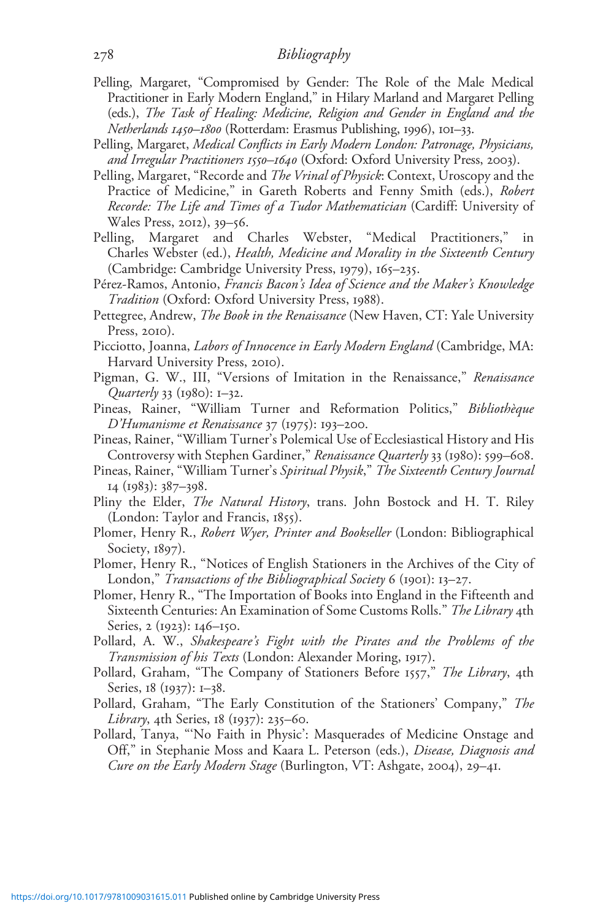Pelling, Margaret, "Compromised by Gender: The Role of the Male Medical Practitioner in Early Modern England," in Hilary Marland and Margaret Pelling (eds.), *The Task of Healing: Medicine, Religion and Gender in England and the Netherlands 1450–1800* (Rotterdam: Erasmus Publishing, 1996), 101–33.

Pelling, Margaret, *Medical Conflicts in Early Modern London: Patronage, Physicians, and Irregular Practitioners 1550–1640* (Oxford: Oxford University Press, 2003).

Pelling, Margaret, "Recorde and *The Vrinal of Physick*: Context, Uroscopy and the Practice of Medicine," in Gareth Roberts and Fenny Smith (eds.), *Robert Recorde: The Life and Times of a Tudor Mathematician* (Cardiff: University of Wales Press, 2012), 39–56.

Pelling, Margaret and Charles Webster, "Medical Practitioners," in Charles Webster (ed.), *Health, Medicine and Morality in the Sixteenth Century* (Cambridge: Cambridge University Press, 1979), 165–235.

Pérez-Ramos, Antonio, *Francis Bacon's Idea of Science and the Maker's Knowledge Tradition* (Oxford: Oxford University Press, 1988).

Pettegree, Andrew, *The Book in the Renaissance* (New Haven, CT: Yale University Press, 2010).

Picciotto, Joanna, *Labors of Innocence in Early Modern England* (Cambridge, MA: Harvard University Press, 2010).

Pigman, G. W., III, "Versions of Imitation in the Renaissance," *Renaissance Quarterly* 33 (1980): 1–32.

Pineas, Rainer, "William Turner and Reformation Politics," *Bibliothèque D'Humanisme et Renaissance* 37 (1975): 193–200.

Pineas, Rainer, "William Turner's Polemical Use of Ecclesiastical History and His Controversy with Stephen Gardiner," *Renaissance Quarterly* 33 (1980): 599–608.

Pineas, Rainer, "William Turner's *Spiritual Physik*," *The Sixteenth Century Journal* 14 (1983): 387–398.

Pliny the Elder, *The Natural History*, trans. John Bostock and H. T. Riley (London: Taylor and Francis, 1855).

Plomer, Henry R., *Robert Wyer, Printer and Bookseller* (London: Bibliographical Society, 1897).

Plomer, Henry R., "Notices of English Stationers in the Archives of the City of London," *Transactions of the Bibliographical Society* 6 (1901): 13–27.

Plomer, Henry R., "The Importation of Books into England in the Fifteenth and Sixteenth Centuries: An Examination of Some Customs Rolls." *The Library* 4th Series, 2 (1923): 146–150.

Pollard, A. W., *Shakespeare's Fight with the Pirates and the Problems of the Transmission of his Texts* (London: Alexander Moring, 1917).

Pollard, Graham, "The Company of Stationers Before 1557," *The Library*, 4th Series, 18 (1937): 1–38.

Pollard, Graham, "The Early Constitution of the Stationers' Company," *The Library*, 4th Series, 18 (1937): 235–60.

Pollard, Tanya, "'No Faith in Physic': Masquerades of Medicine Onstage and Off," in Stephanie Moss and Kaara L. Peterson (eds.), *Disease, Diagnosis and Cure on the Early Modern Stage* (Burlington, VT: Ashgate, 2004), 29–41.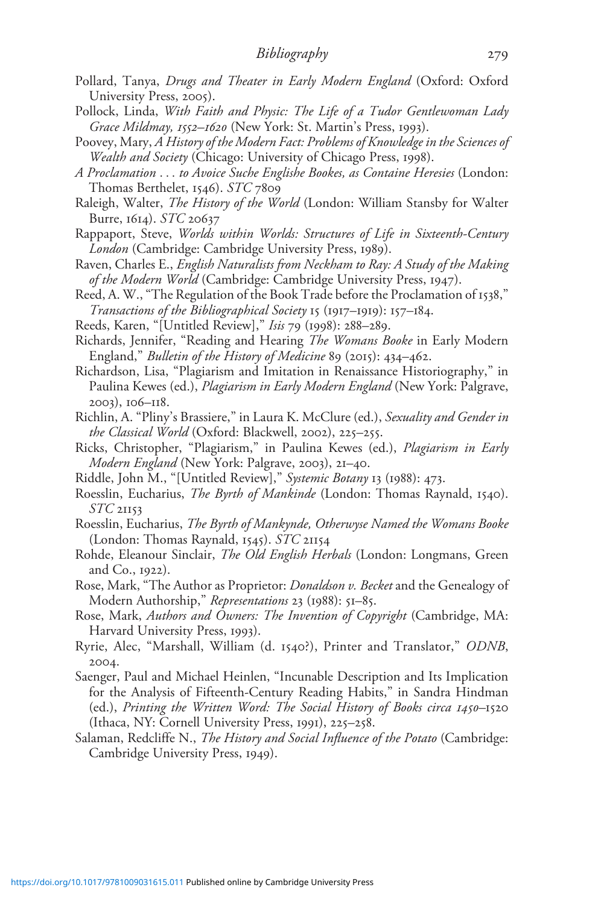Pollard, Tanya, *Drugs and Theater in Early Modern England* (Oxford: Oxford University Press, 2005).

Pollock, Linda, *With Faith and Physic: The Life of a Tudor Gentlewoman Lady Grace Mildmay, 1552–1620* (New York: St. Martin's Press, 1993).

Poovey, Mary, *A History of the Modern Fact: Problems of Knowledge in the Sciences of Wealth and Society* (Chicago: University of Chicago Press, 1998).

*A Proclamation . . . to Avoice Suche Englishe Bookes, as Containe Heresies* (London: Thomas Berthelet, 1546). *STC* 7809

Raleigh, Walter, *The History of the World* (London: William Stansby for Walter Burre, 1614). *STC* 20637

Rappaport, Steve, *Worlds within Worlds: Structures of Life in Sixteenth-Century London* (Cambridge: Cambridge University Press, 1989).

Raven, Charles E., *English Naturalists from Neckham to Ray: A Study of the Making of the Modern World* (Cambridge: Cambridge University Press, 1947).

Reed, A. W., "The Regulation of the Book Trade before the Proclamation of 1538," *Transactions of the Bibliographical Society* 15 (1917–1919): 157–184.

Reeds, Karen, "[Untitled Review]," *Isis* 79 (1998): 288–289.

Richards, Jennifer, "Reading and Hearing *The Womans Booke* in Early Modern England," *Bulletin of the History of Medicine* 89 (2015): 434–462.

Richardson, Lisa, "Plagiarism and Imitation in Renaissance Historiography," in Paulina Kewes (ed.), *Plagiarism in Early Modern England* (New York: Palgrave, 2003), 106–118.

Richlin, A. "Pliny's Brassiere," in Laura K. McClure (ed.), *Sexuality and Gender in the Classical World* (Oxford: Blackwell, 2002), 225–255.

Ricks, Christopher, "Plagiarism," in Paulina Kewes (ed.), *Plagiarism in Early Modern England* (New York: Palgrave, 2003), 21–40.

Riddle, John M., "[Untitled Review]," *Systemic Botany* 13 (1988): 473.

Roesslin, Eucharius, *The Byrth of Mankinde* (London: Thomas Raynald, 1540). *STC* 21153

Roesslin, Eucharius, *The Byrth of Mankynde, Otherwyse Named the Womans Booke* (London: Thomas Raynald, 1545). *STC* 21154

Rohde, Eleanour Sinclair, *The Old English Herbals* (London: Longmans, Green and Co., 1922).

Rose, Mark, "The Author as Proprietor: *Donaldson v. Becket* and the Genealogy of Modern Authorship," *Representations* 23 (1988): 51–85.

Rose, Mark, *Authors and Owners: The Invention of Copyright* (Cambridge, MA: Harvard University Press, 1993).

Ryrie, Alec, "Marshall, William (d. 1540?), Printer and Translator," *ODNB*, 2004.

Saenger, Paul and Michael Heinlen, "Incunable Description and Its Implication for the Analysis of Fifteenth-Century Reading Habits," in Sandra Hindman (ed.), *Printing the Written Word: The Social History of Books circa 1450–1520* (Ithaca, NY: Cornell University Press, 1991), 225–258.

Salaman, Redcliffe N., *The History and Social Influence of the Potato* (Cambridge: Cambridge University Press, 1949).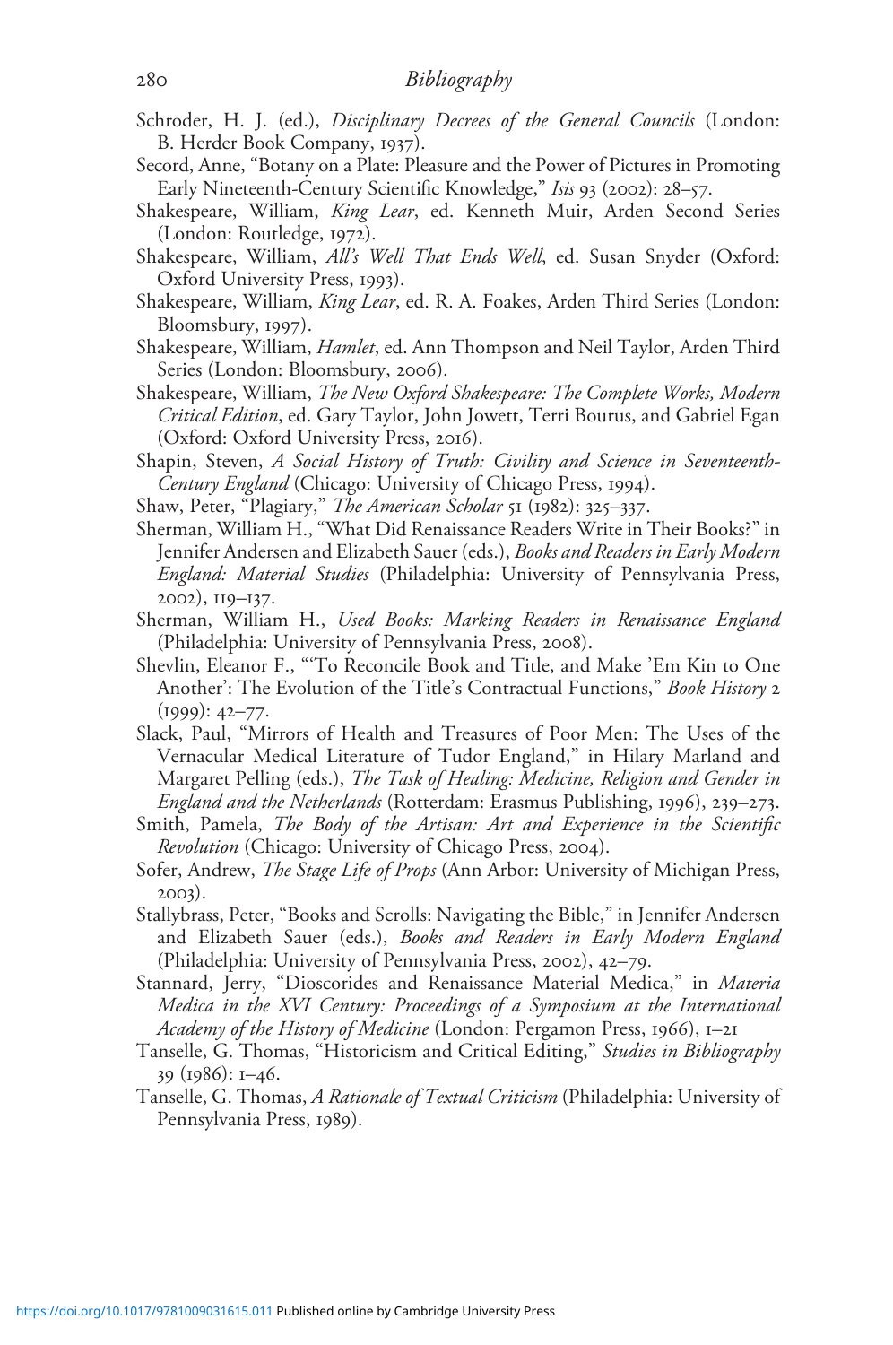Schroder, H. J. (ed.), *Disciplinary Decrees of the General Councils* (London: B. Herder Book Company, 1937).

Secord, Anne, "Botany on a Plate: Pleasure and the Power of Pictures in Promoting Early Nineteenth-Century Scientific Knowledge," *Isis* 93 (2002): 28–57.

Shakespeare, William, *King Lear*, ed. Kenneth Muir, Arden Second Series (London: Routledge, 1972).

Shakespeare, William, *All's Well That Ends Well*, ed. Susan Snyder (Oxford: Oxford University Press, 1993).

Shakespeare, William, *King Lear*, ed. R. A. Foakes, Arden Third Series (London: Bloomsbury, 1997).

Shakespeare, William, *Hamlet*, ed. Ann Thompson and Neil Taylor, Arden Third Series (London: Bloomsbury, 2006).

Shakespeare, William, *The New Oxford Shakespeare: The Complete Works, Modern Critical Edition*, ed. Gary Taylor, John Jowett, Terri Bourus, and Gabriel Egan (Oxford: Oxford University Press, 2016).

Shapin, Steven, *A Social History of Truth: Civility and Science in Seventeenth-Century England* (Chicago: University of Chicago Press, 1994).

Shaw, Peter, "Plagiary," *The American Scholar* 51 (1982): 325–337.

Sherman, William H., "What Did Renaissance Readers Write in Their Books?" in Jennifer Andersen and Elizabeth Sauer (eds.), *Books and Readers in Early Modern England: Material Studies* (Philadelphia: University of Pennsylvania Press, 2002), 119–137.

Sherman, William H., *Used Books: Marking Readers in Renaissance England* (Philadelphia: University of Pennsylvania Press, 2008).

Shevlin, Eleanor F., "'To Reconcile Book and Title, and Make 'Em Kin to One Another': The Evolution of the Title's Contractual Functions," *Book History* 2 (1999): 42–77.

Slack, Paul, "Mirrors of Health and Treasures of Poor Men: The Uses of the Vernacular Medical Literature of Tudor England," in Hilary Marland and Margaret Pelling (eds.), *The Task of Healing: Medicine, Religion and Gender in England and the Netherlands* (Rotterdam: Erasmus Publishing, 1996), 239–273.

Smith, Pamela, *The Body of the Artisan: Art and Experience in the Scientific Revolution* (Chicago: University of Chicago Press, 2004).

Sofer, Andrew, *The Stage Life of Props* (Ann Arbor: University of Michigan Press, 2003).

Stallybrass, Peter, "Books and Scrolls: Navigating the Bible," in Jennifer Andersen and Elizabeth Sauer (eds.), *Books and Readers in Early Modern England* (Philadelphia: University of Pennsylvania Press, 2002), 42–79.

Stannard, Jerry, "Dioscorides and Renaissance Material Medica," in *Materia Medica in the XVI Century: Proceedings of a Symposium at the International Academy of the History of Medicine* (London: Pergamon Press, 1966), 1–21

Tanselle, G. Thomas, "Historicism and Critical Editing," *Studies in Bibliography* 39 (1986): 1–46.

Tanselle, G. Thomas, *A Rationale of Textual Criticism* (Philadelphia: University of Pennsylvania Press, 1989).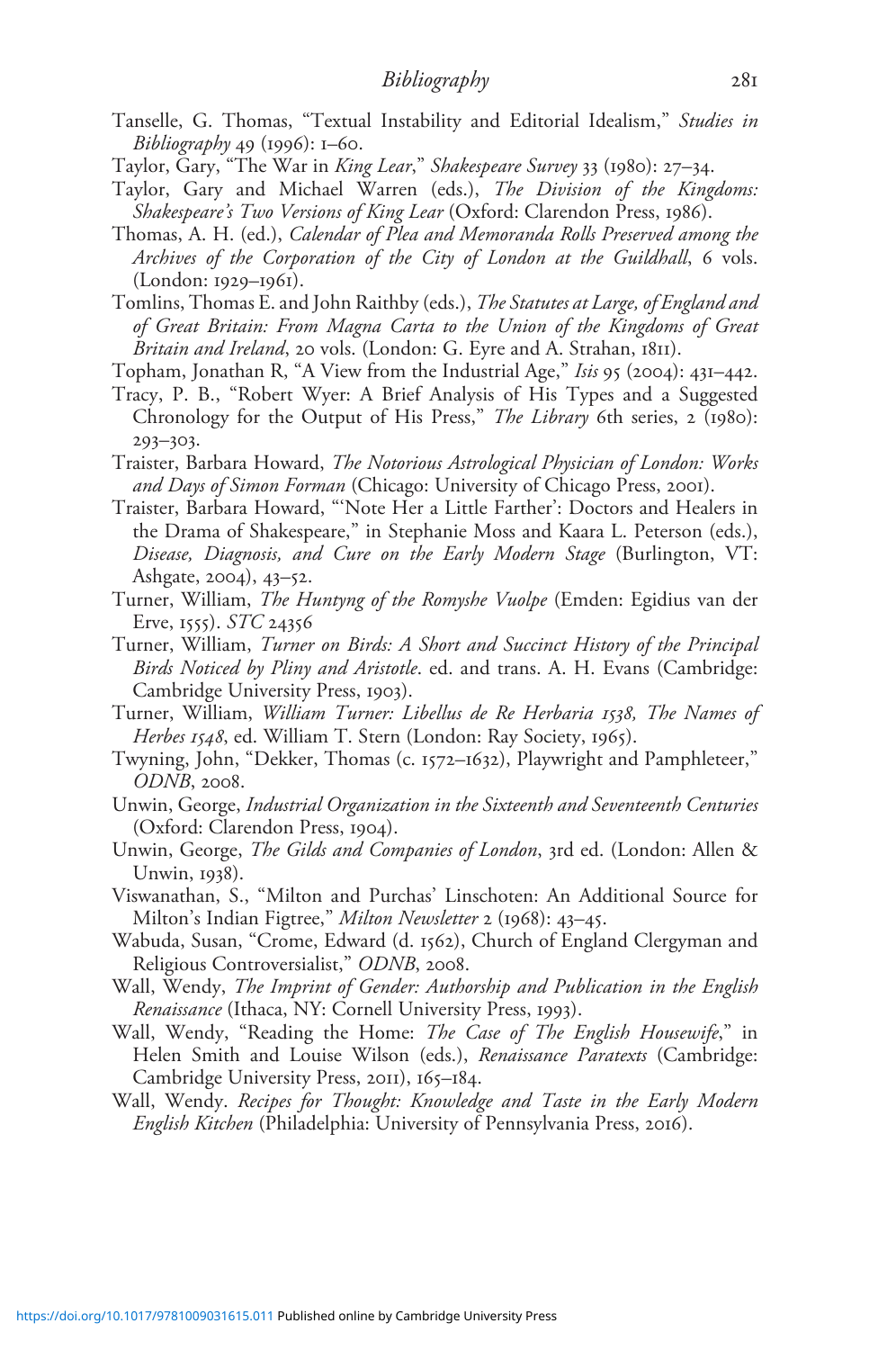Tanselle, G. Thomas, "Textual Instability and Editorial Idealism," *Studies in Bibliography* 49 (1996): 1–60.

Taylor, Gary, "The War in *King Lear*," *Shakespeare Survey* 33 (1980): 27–34.

Taylor, Gary and Michael Warren (eds.), *The Division of the Kingdoms: Shakespeare's Two Versions of King Lear* (Oxford: Clarendon Press, 1986).

Thomas, A. H. (ed.), *Calendar of Plea and Memoranda Rolls Preserved among the Archives of the Corporation of the City of London at the Guildhall*, 6 vols. (London: 1929–1961).

Tomlins, Thomas E. and John Raithby (eds.), *The Statutes at Large, of England and of Great Britain: From Magna Carta to the Union of the Kingdoms of Great Britain and Ireland*, 20 vols. (London: G. Eyre and A. Strahan, 1811).

Topham, Jonathan R, "A View from the Industrial Age," *Isis* 95 (2004): 431–442.

Tracy, P. B., "Robert Wyer: A Brief Analysis of His Types and a Suggested Chronology for the Output of His Press," *The Library* 6th series, 2 (1980): 293–303.

Traister, Barbara Howard, *The Notorious Astrological Physician of London: Works and Days of Simon Forman* (Chicago: University of Chicago Press, 2001).

Traister, Barbara Howard, "'Note Her a Little Farther': Doctors and Healers in the Drama of Shakespeare," in Stephanie Moss and Kaara L. Peterson (eds.), *Disease, Diagnosis, and Cure on the Early Modern Stage* (Burlington, VT: Ashgate, 2004), 43–52.

Turner, William, *The Huntyng of the Romyshe Vuolpe* (Emden: Egidius van der Erve, 1555). *STC* 24356

Turner, William, *Turner on Birds: A Short and Succinct History of the Principal Birds Noticed by Pliny and Aristotle*. ed. and trans. A. H. Evans (Cambridge: Cambridge University Press, 1903).

Turner, William, *William Turner: Libellus de Re Herbaria 1538, The Names of Herbes 1548*, ed. William T. Stern (London: Ray Society, 1965).

Twyning, John, "Dekker, Thomas (c. 1572–1632), Playwright and Pamphleteer," *ODNB*, 2008.

Unwin, George, *Industrial Organization in the Sixteenth and Seventeenth Centuries* (Oxford: Clarendon Press, 1904).

Unwin, George, *The Gilds and Companies of London*, 3rd ed. (London: Allen & Unwin, 1938).

Viswanathan, S., "Milton and Purchas' Linschoten: An Additional Source for Milton's Indian Figtree," *Milton Newsletter* 2 (1968): 43–45.

Wabuda, Susan, "Crome, Edward (d. 1562), Church of England Clergyman and Religious Controversialist," *ODNB*, 2008.

Wall, Wendy, *The Imprint of Gender: Authorship and Publication in the English Renaissance* (Ithaca, NY: Cornell University Press, 1993).

Wall, Wendy, "Reading the Home: *The Case of The English Housewife*," in Helen Smith and Louise Wilson (eds.), *Renaissance Paratexts* (Cambridge: Cambridge University Press, 2011), 165–184.

Wall, Wendy. *Recipes for Thought: Knowledge and Taste in the Early Modern English Kitchen* (Philadelphia: University of Pennsylvania Press, 2016).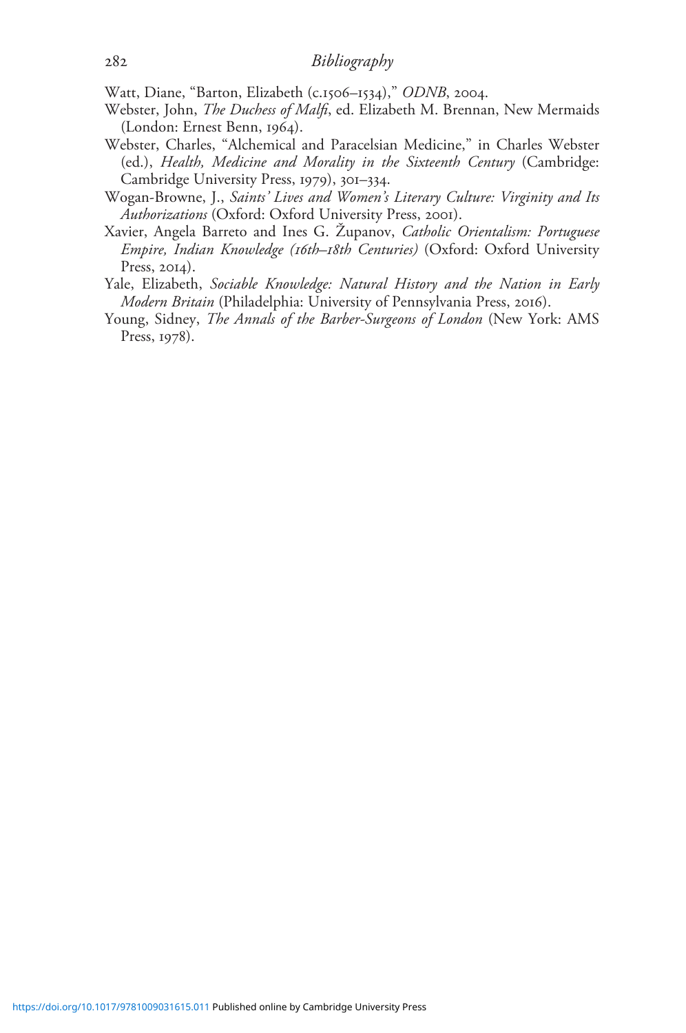Watt, Diane, "Barton, Elizabeth (c.1506–1534)," *ODNB*, 2004.

Webster, John, *The Duchess of Malfi*, ed. Elizabeth M. Brennan, New Mermaids (London: Ernest Benn, 1964).

Webster, Charles, "Alchemical and Paracelsian Medicine," in Charles Webster (ed.), *Health, Medicine and Morality in the Sixteenth Century* (Cambridge: Cambridge University Press, 1979), 301–334.

Wogan-Browne, J., *Saints' Lives and Women's Literary Culture: Virginity and Its Authorizations* (Oxford: Oxford University Press, 2001).

Xavier, Angela Barreto and Ines G. Županov, *Catholic Orientalism: Portuguese Empire, Indian Knowledge (16th–18th Centuries)* (Oxford: Oxford University Press, 2014).

Yale, Elizabeth, *Sociable Knowledge: Natural History and the Nation in Early Modern Britain* (Philadelphia: University of Pennsylvania Press, 2016).

Young, Sidney, *The Annals of the Barber-Surgeons of London* (New York: AMS Press, 1978).